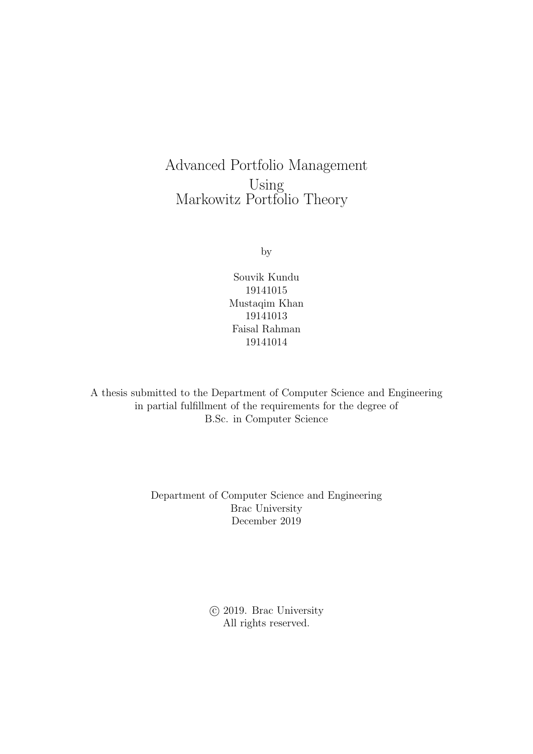# Advanced Portfolio Management Using Markowitz Portfolio Theory

by

Souvik Kundu
19141015
Mustaqim Khan
19141013
Faisal Rahman
19141014

A thesis submitted to the Department of Computer Science and Engineering in partial fulfillment of the requirements for the degree of B.Sc. in Computer Science

Department of Computer Science and Engineering
Brac University
December 2019

© 2019. Brac University
All rights reserved.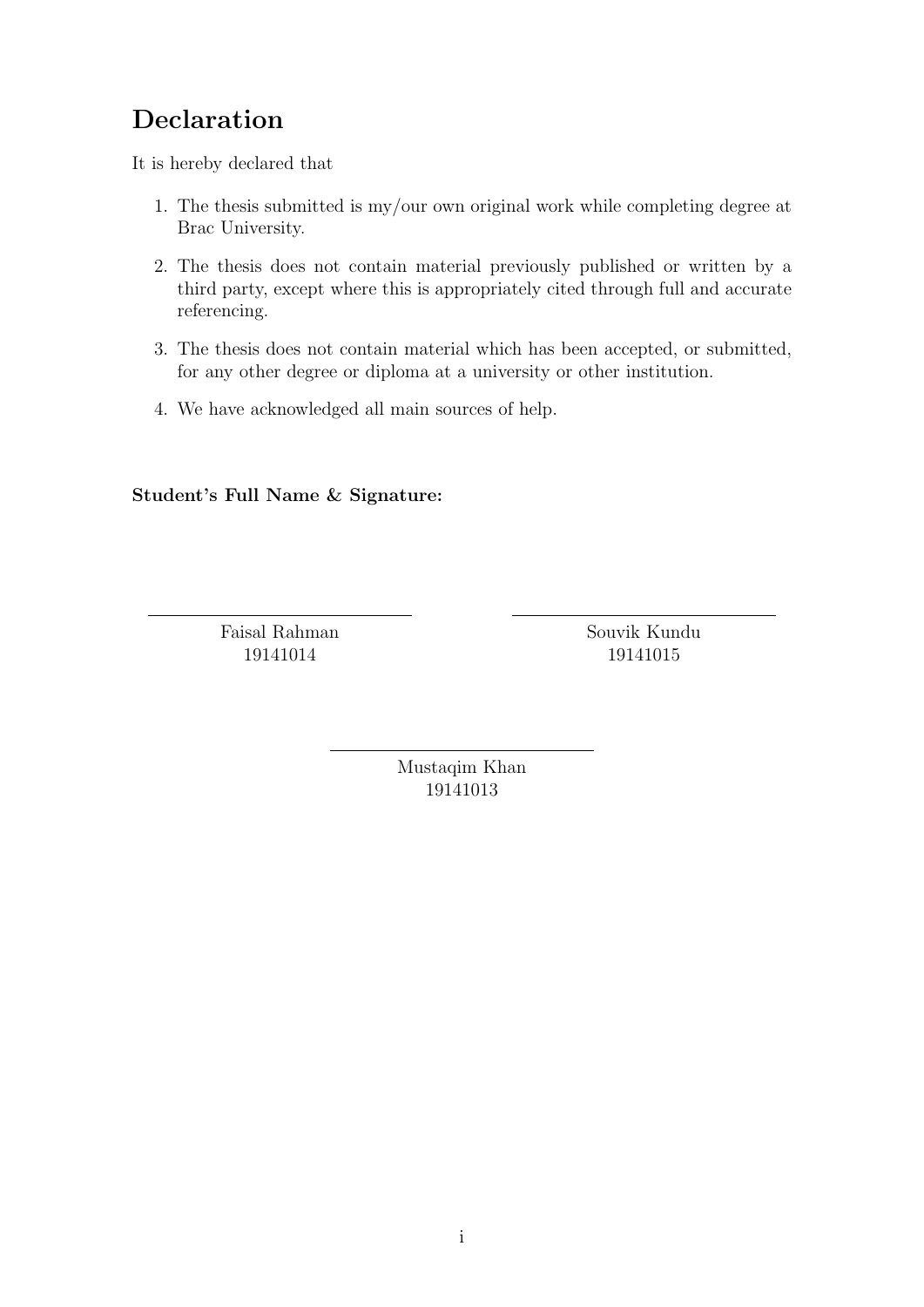# Declaration

It is hereby declared that

1. The thesis submitted is my/our own original work while completing degree at Brac University.
2. The thesis does not contain material previously published or written by a third party, except where this is appropriately cited through full and accurate referencing.
3. The thesis does not contain material which has been accepted, or submitted, for any other degree or diploma at a university or other institution.
4. We have acknowledged all main sources of help.

**Student's Full Name & Signature:**

Faisal Rahman
19141014

Souvik Kundu
19141015

Mustaqim Khan
19141013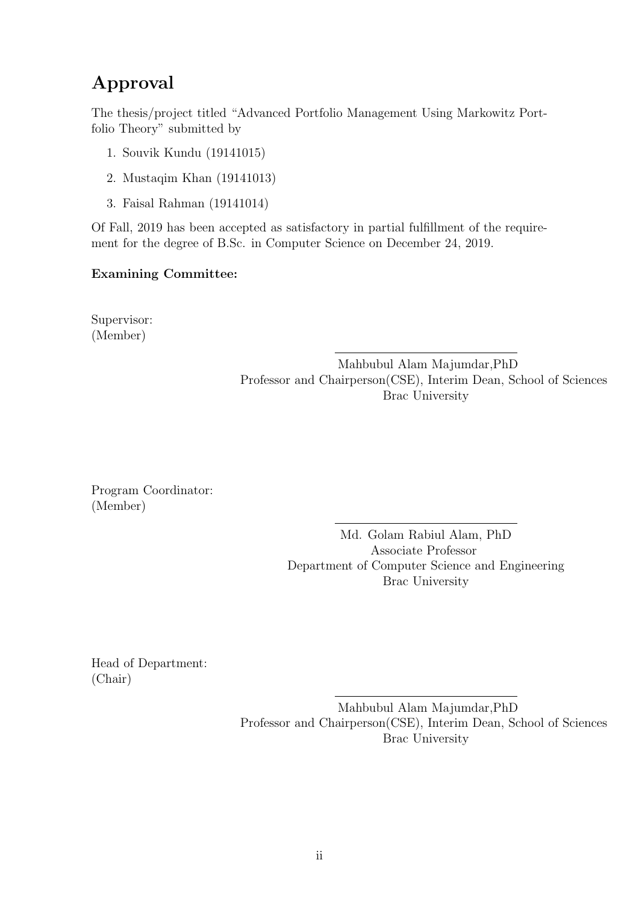# Approval

The thesis/project titled "Advanced Portfolio Management Using Markowitz Portfolio Theory" submitted by

1. Souvik Kundu (19141015)
2. Mustaqim Khan (19141013)
3. Faisal Rahman (19141014)

Of Fall, 2019 has been accepted as satisfactory in partial fulfillment of the requirement for the degree of B.Sc. in Computer Science on December 24, 2019.

**Examining Committee:**

Supervisor:
(Member)

Mahbubul Alam Majumdar,PhD
Professor and Chairperson(CSE), Interim Dean, School of Sciences
Brac University

Program Coordinator:
(Member)

Md. Golam Rabiul Alam, PhD
Associate Professor
Department of Computer Science and Engineering
Brac University

Head of Department:
(Chair)

Mahbubul Alam Majumdar,PhD
Professor and Chairperson(CSE), Interim Dean, School of Sciences
Brac University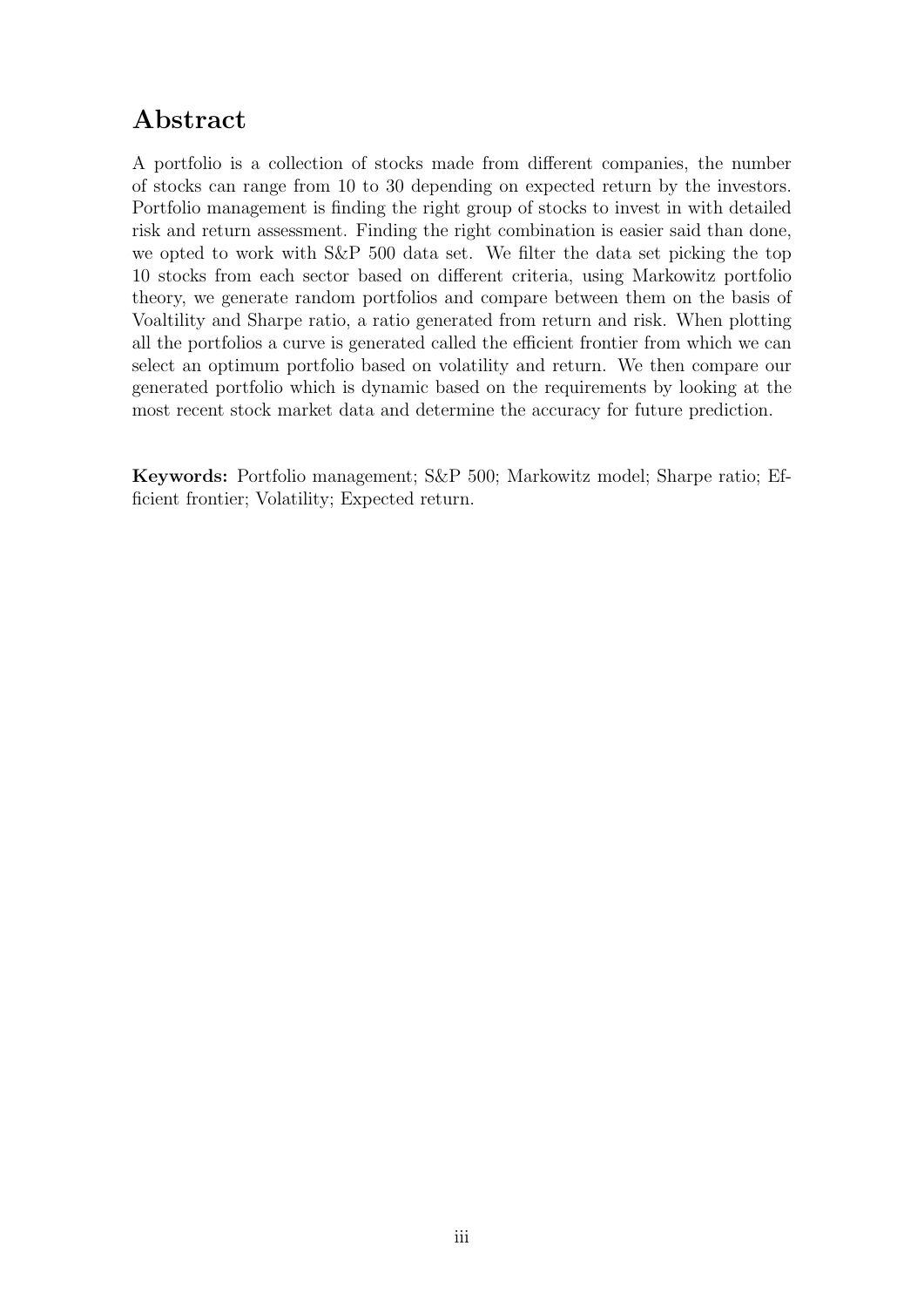## Abstract

A portfolio is a collection of stocks made from different companies, the number of stocks can range from 10 to 30 depending on expected return by the investors. Portfolio management is finding the right group of stocks to invest in with detailed risk and return assessment. Finding the right combination is easier said than done, we opted to work with S&P 500 data set. We filter the data set picking the top 10 stocks from each sector based on different criteria, using Markowitz portfolio theory, we generate random portfolios and compare between them on the basis of Voaltility and Sharpe ratio, a ratio generated from return and risk. When plotting all the portfolios a curve is generated called the efficient frontier from which we can select an optimum portfolio based on volatility and return. We then compare our generated portfolio which is dynamic based on the requirements by looking at the most recent stock market data and determine the accuracy for future prediction.

**Keywords:** Portfolio management; S&P 500; Markowitz model; Sharpe ratio; Efficient frontier; Volatility; Expected return.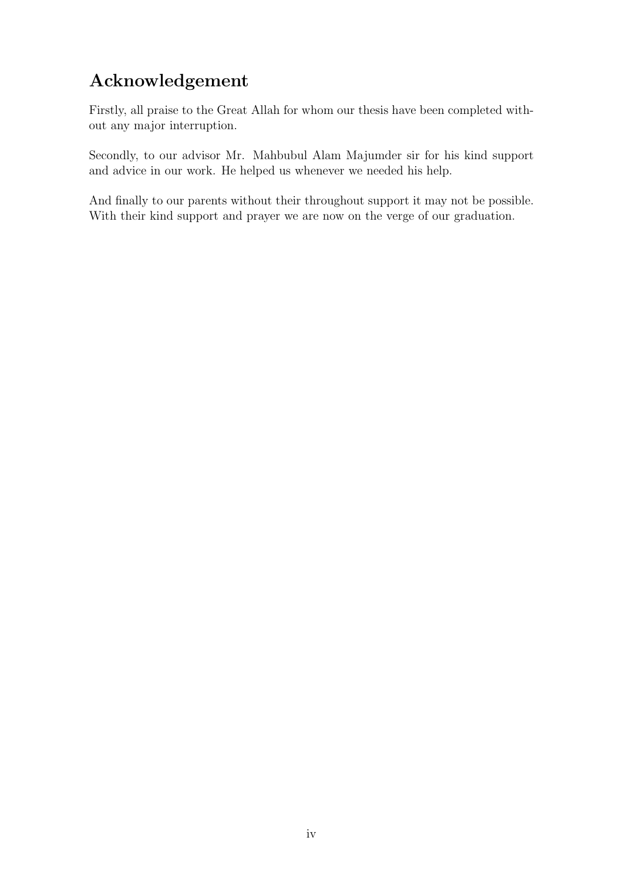# Acknowledgement

Firstly, all praise to the Great Allah for whom our thesis have been completed without any major interruption.

Secondly, to our advisor Mr. Mahbubul Alam Majumder sir for his kind support and advice in our work. He helped us whenever we needed his help.

And finally to our parents without their throughout support it may not be possible. With their kind support and prayer we are now on the verge of our graduation.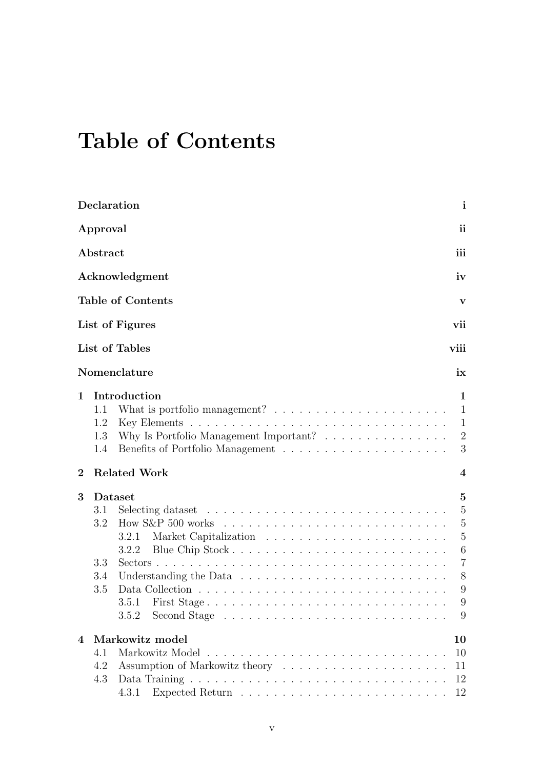# Table of Contents

| | |
|---|---|
| **Declaration** | **i** |
| **Approval** | **ii** |
| **Abstract** | **iii** |
| **Acknowledgment** | **iv** |
| **Table of Contents** | **v** |
| **List of Figures** | **vii** |
| **List of Tables** | **viii** |
| **Nomenclature** | **ix** |
| **1 Introduction** | **1** |
| 1.1 What is portfolio management? | 1 |
| 1.2 Key Elements | 1 |
| 1.3 Why Is Portfolio Management Important? | 2 |
| 1.4 Benefits of Portfolio Management | 3 |
| **2 Related Work** | **4** |
| **3 Dataset** | **5** |
| 3.1 Selecting dataset | 5 |
| 3.2 How S&P 500 works | 5 |
| 3.2.1 Market Capitalization | 5 |
| 3.2.2 Blue Chip Stock | 6 |
| 3.3 Sectors | 7 |
| 3.4 Understanding the Data | 8 |
| 3.5 Data Collection | 9 |
| 3.5.1 First Stage | 9 |
| 3.5.2 Second Stage | 9 |
| **4 Markowitz model** | **10** |
| 4.1 Markowitz Model | 10 |
| 4.2 Assumption of Markowitz theory | 11 |
| 4.3 Data Training | 12 |
| 4.3.1 Expected Return | 12 |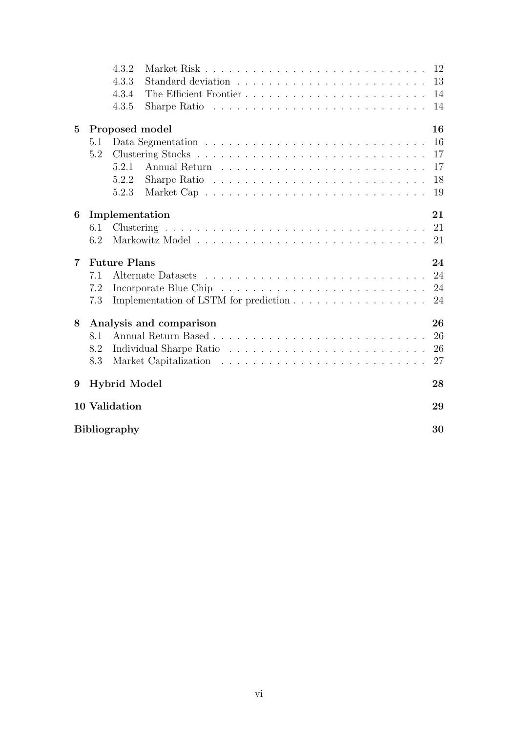4.3.2 Market Risk . . . . . . . . . . . . . . . . . . . . . . . . . . . 12
4.3.3 Standard deviation . . . . . . . . . . . . . . . . . . . . . . . . 13
4.3.4 The Efficient Frontier . . . . . . . . . . . . . . . . . . . . . . . 14
4.3.5 Sharpe Ratio . . . . . . . . . . . . . . . . . . . . . . . . . . . 14

**5 Proposed model** **16**
5.1 Data Segmentation . . . . . . . . . . . . . . . . . . . . . . . . . . . 16
5.2 Clustering Stocks . . . . . . . . . . . . . . . . . . . . . . . . . . . . 17
5.2.1 Annual Return . . . . . . . . . . . . . . . . . . . . . . . . . . 17
5.2.2 Sharpe Ratio . . . . . . . . . . . . . . . . . . . . . . . . . . . 18
5.2.3 Market Cap . . . . . . . . . . . . . . . . . . . . . . . . . . . . 19

**6 Implementation** **21**
6.1 Clustering . . . . . . . . . . . . . . . . . . . . . . . . . . . . . . . . 21
6.2 Markowitz Model . . . . . . . . . . . . . . . . . . . . . . . . . . . . 21

**7 Future Plans** **24**
7.1 Alternate Datasets . . . . . . . . . . . . . . . . . . . . . . . . . . . 24
7.2 Incorporate Blue Chip . . . . . . . . . . . . . . . . . . . . . . . . . 24
7.3 Implementation of LSTM for prediction . . . . . . . . . . . . . . . . . 24

**8 Analysis and comparison** **26**
8.1 Annual Return Based . . . . . . . . . . . . . . . . . . . . . . . . . . 26
8.2 Individual Sharpe Ratio . . . . . . . . . . . . . . . . . . . . . . . . . 26
8.3 Market Capitalization . . . . . . . . . . . . . . . . . . . . . . . . . . 27

**9 Hybrid Model** **28**

**10 Validation** **29**

**Bibliography** **30**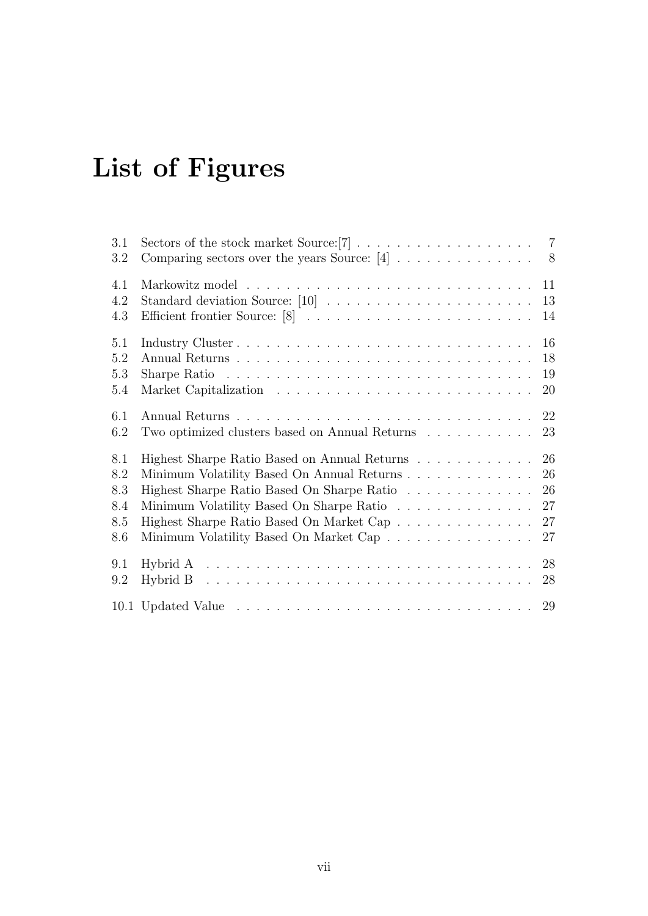# List of Figures

| | | |
|---|---|---|
| 3.1 | Sectors of the stock market Source:[7] | 7 |
| 3.2 | Comparing sectors over the years Source: [4] | 8 |
| 4.1 | Markowitz model | 11 |
| 4.2 | Standard deviation Source: [10] | 13 |
| 4.3 | Efficient frontier Source: [8] | 14 |
| 5.1 | Industry Cluster | 16 |
| 5.2 | Annual Returns | 18 |
| 5.3 | Sharpe Ratio | 19 |
| 5.4 | Market Capitalization | 20 |
| 6.1 | Annual Returns | 22 |
| 6.2 | Two optimized clusters based on Annual Returns | 23 |
| 8.1 | Highest Sharpe Ratio Based on Annual Returns | 26 |
| 8.2 | Minimum Volatility Based On Annual Returns | 26 |
| 8.3 | Highest Sharpe Ratio Based On Sharpe Ratio | 26 |
| 8.4 | Minimum Volatility Based On Sharpe Ratio | 27 |
| 8.5 | Highest Sharpe Ratio Based On Market Cap | 27 |
| 8.6 | Minimum Volatility Based On Market Cap | 27 |
| 9.1 | Hybrid A | 28 |
| 9.2 | Hybrid B | 28 |
| 10.1 | Updated Value | 29 |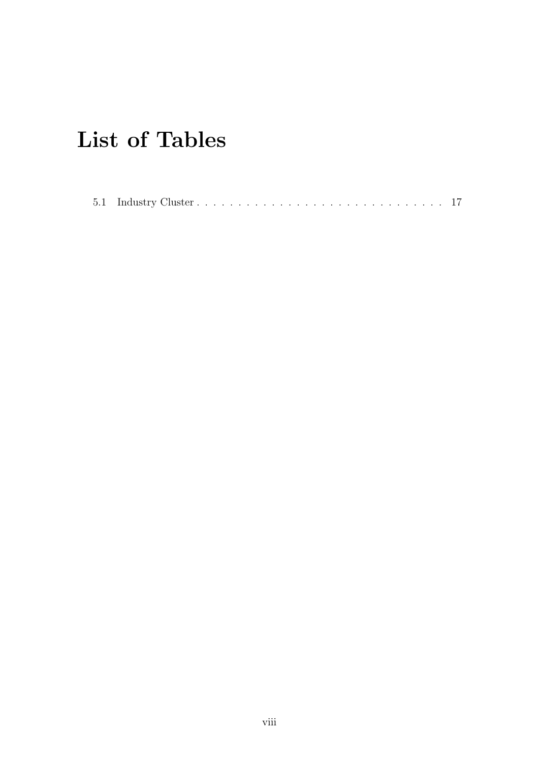# List of Tables

5.1 Industry Cluster . . . . . . . . . . . . . . . . . . . . . . . . . . . . . . . . 17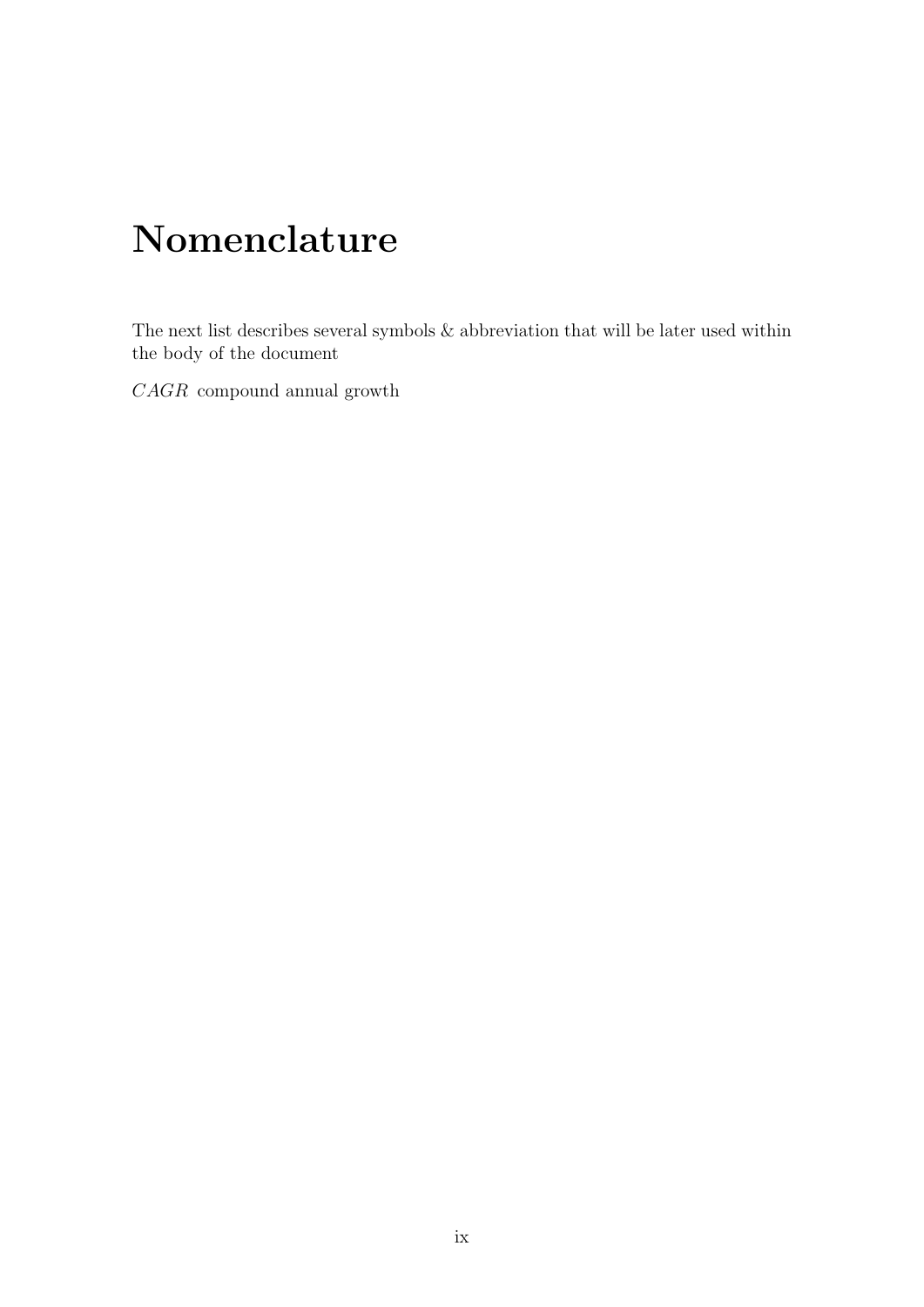# Nomenclature

The next list describes several symbols & abbreviation that will be later used within the body of the document

$CAGR$ compound annual growth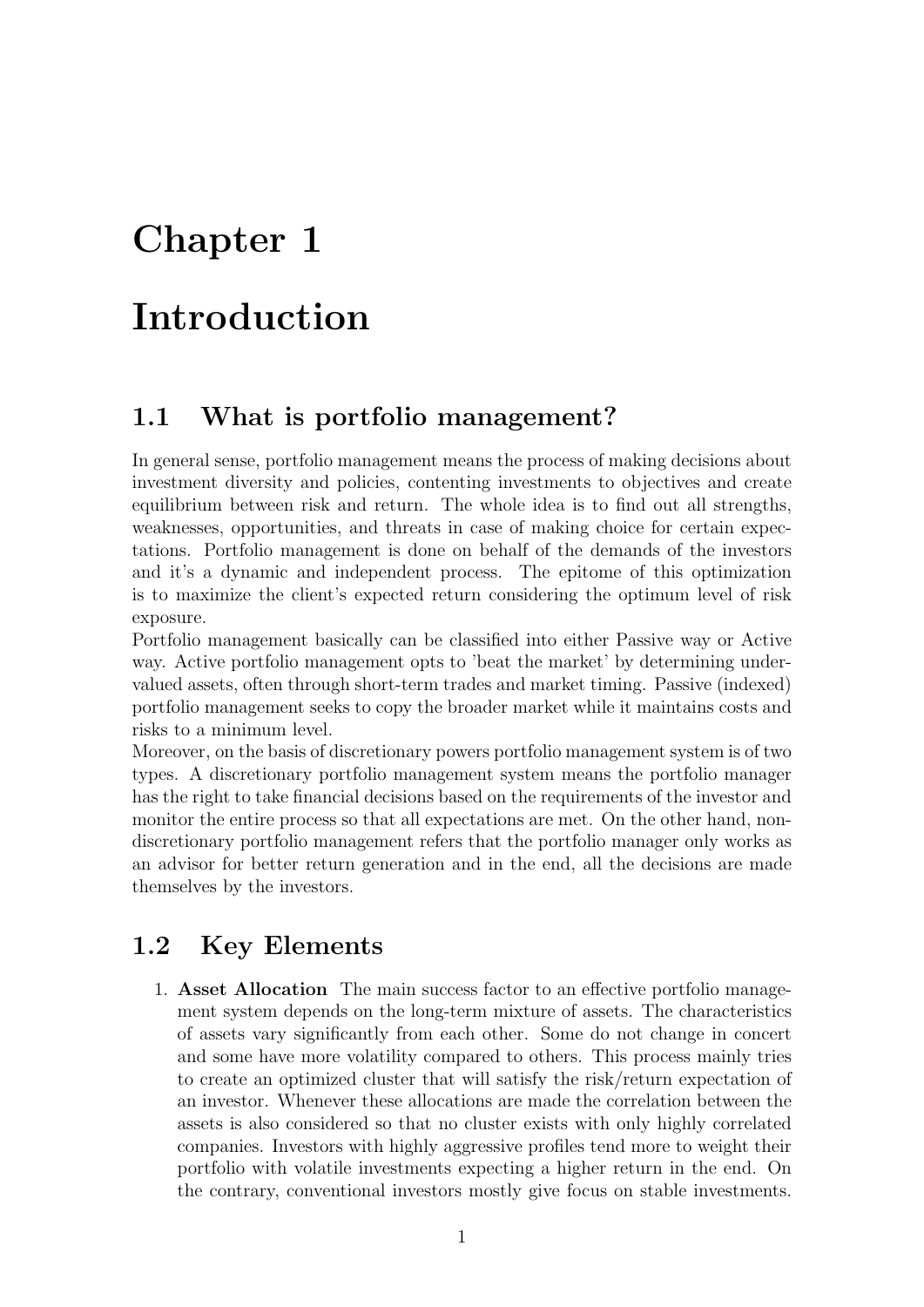# Chapter 1

# Introduction

## 1.1 What is portfolio management?

In general sense, portfolio management means the process of making decisions about investment diversity and policies, contenting investments to objectives and create equilibrium between risk and return. The whole idea is to find out all strengths, weaknesses, opportunities, and threats in case of making choice for certain expectations. Portfolio management is done on behalf of the demands of the investors and it's a dynamic and independent process. The epitome of this optimization is to maximize the client's expected return considering the optimum level of risk exposure.

Portfolio management basically can be classified into either Passive way or Active way. Active portfolio management opts to 'beat the market' by determining undervalued assets, often through short-term trades and market timing. Passive (indexed) portfolio management seeks to copy the broader market while it maintains costs and risks to a minimum level.

Moreover, on the basis of discretionary powers portfolio management system is of two types. A discretionary portfolio management system means the portfolio manager has the right to take financial decisions based on the requirements of the investor and monitor the entire process so that all expectations are met. On the other hand, non-discretionary portfolio management refers that the portfolio manager only works as an advisor for better return generation and in the end, all the decisions are made themselves by the investors.

## 1.2 Key Elements

1. **Asset Allocation** The main success factor to an effective portfolio management system depends on the long-term mixture of assets. The characteristics of assets vary significantly from each other. Some do not change in concert and some have more volatility compared to others. This process mainly tries to create an optimized cluster that will satisfy the risk/return expectation of an investor. Whenever these allocations are made the correlation between the assets is also considered so that no cluster exists with only highly correlated companies. Investors with highly aggressive profiles tend more to weight their portfolio with volatile investments expecting a higher return in the end. On the contrary, conventional investors mostly give focus on stable investments.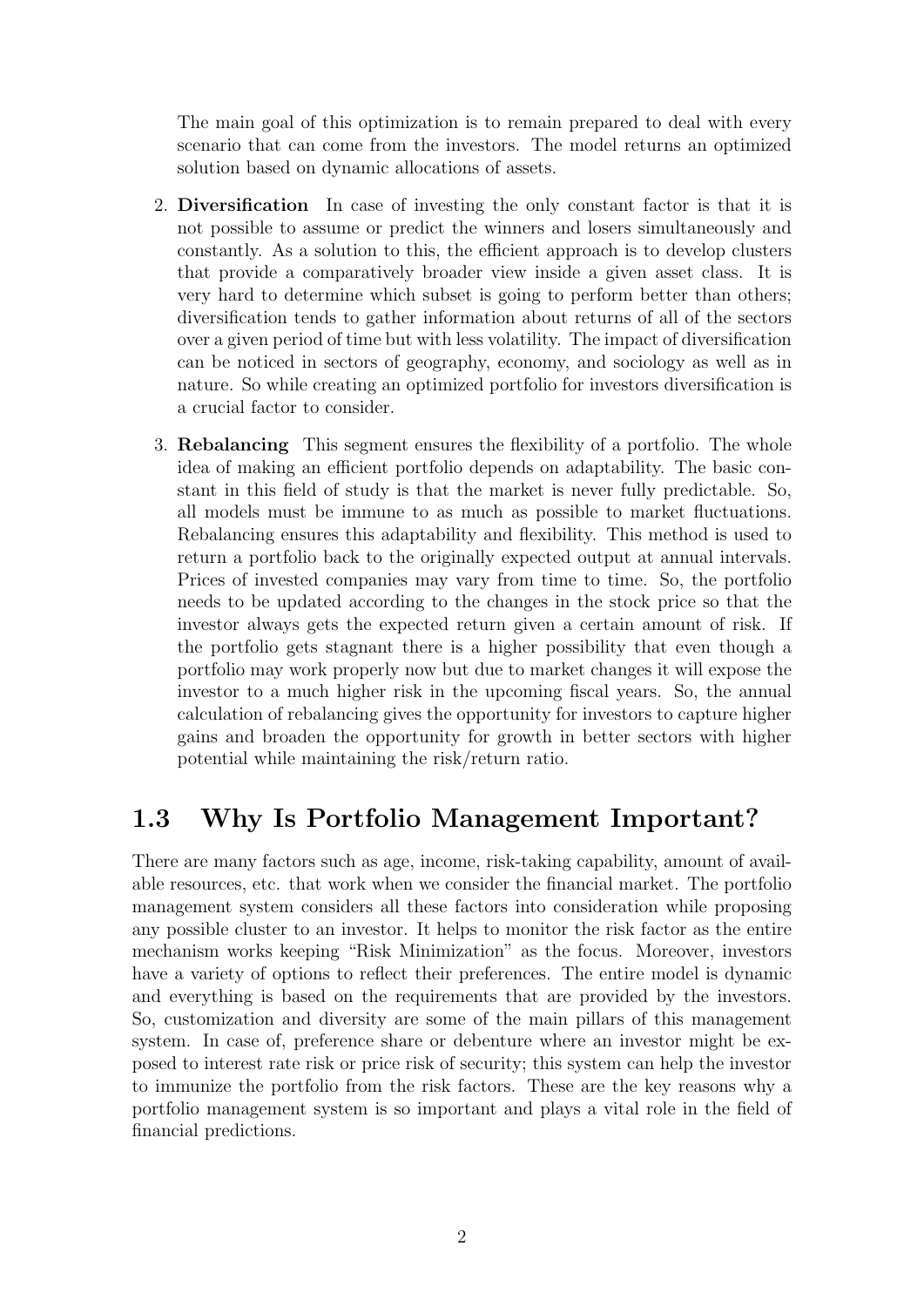The main goal of this optimization is to remain prepared to deal with every scenario that can come from the investors. The model returns an optimized solution based on dynamic allocations of assets.

2. **Diversification** In case of investing the only constant factor is that it is not possible to assume or predict the winners and losers simultaneously and constantly. As a solution to this, the efficient approach is to develop clusters that provide a comparatively broader view inside a given asset class. It is very hard to determine which subset is going to perform better than others; diversification tends to gather information about returns of all of the sectors over a given period of time but with less volatility. The impact of diversification can be noticed in sectors of geography, economy, and sociology as well as in nature. So while creating an optimized portfolio for investors diversification is a crucial factor to consider.

3. **Rebalancing** This segment ensures the flexibility of a portfolio. The whole idea of making an efficient portfolio depends on adaptability. The basic constant in this field of study is that the market is never fully predictable. So, all models must be immune to as much as possible to market fluctuations. Rebalancing ensures this adaptability and flexibility. This method is used to return a portfolio back to the originally expected output at annual intervals. Prices of invested companies may vary from time to time. So, the portfolio needs to be updated according to the changes in the stock price so that the investor always gets the expected return given a certain amount of risk. If the portfolio gets stagnant there is a higher possibility that even though a portfolio may work properly now but due to market changes it will expose the investor to a much higher risk in the upcoming fiscal years. So, the annual calculation of rebalancing gives the opportunity for investors to capture higher gains and broaden the opportunity for growth in better sectors with higher potential while maintaining the risk/return ratio.

## 1.3 Why Is Portfolio Management Important?

There are many factors such as age, income, risk-taking capability, amount of available resources, etc. that work when we consider the financial market. The portfolio management system considers all these factors into consideration while proposing any possible cluster to an investor. It helps to monitor the risk factor as the entire mechanism works keeping "Risk Minimization" as the focus. Moreover, investors have a variety of options to reflect their preferences. The entire model is dynamic and everything is based on the requirements that are provided by the investors. So, customization and diversity are some of the main pillars of this management system. In case of, preference share or debenture where an investor might be exposed to interest rate risk or price risk of security; this system can help the investor to immunize the portfolio from the risk factors. These are the key reasons why a portfolio management system is so important and plays a vital role in the field of financial predictions.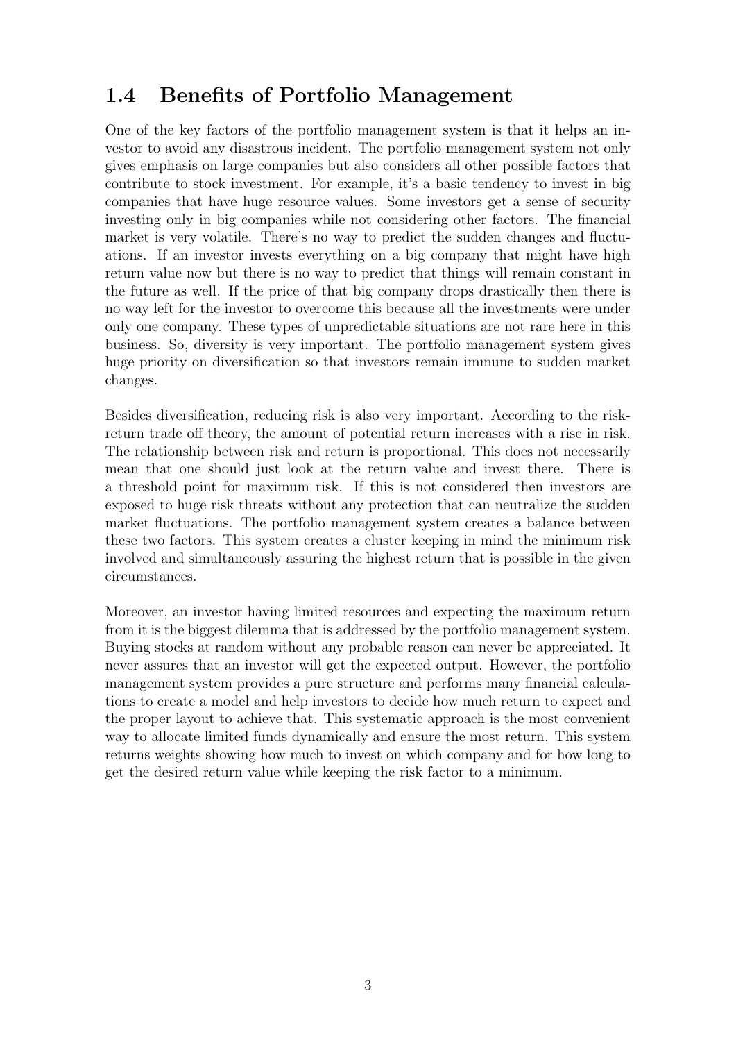## 1.4 Benefits of Portfolio Management

One of the key factors of the portfolio management system is that it helps an investor to avoid any disastrous incident. The portfolio management system not only gives emphasis on large companies but also considers all other possible factors that contribute to stock investment. For example, it's a basic tendency to invest in big companies that have huge resource values. Some investors get a sense of security investing only in big companies while not considering other factors. The financial market is very volatile. There's no way to predict the sudden changes and fluctuations. If an investor invests everything on a big company that might have high return value now but there is no way to predict that things will remain constant in the future as well. If the price of that big company drops drastically then there is no way left for the investor to overcome this because all the investments were under only one company. These types of unpredictable situations are not rare here in this business. So, diversity is very important. The portfolio management system gives huge priority on diversification so that investors remain immune to sudden market changes.

Besides diversification, reducing risk is also very important. According to the risk-return trade off theory, the amount of potential return increases with a rise in risk. The relationship between risk and return is proportional. This does not necessarily mean that one should just look at the return value and invest there. There is a threshold point for maximum risk. If this is not considered then investors are exposed to huge risk threats without any protection that can neutralize the sudden market fluctuations. The portfolio management system creates a balance between these two factors. This system creates a cluster keeping in mind the minimum risk involved and simultaneously assuring the highest return that is possible in the given circumstances.

Moreover, an investor having limited resources and expecting the maximum return from it is the biggest dilemma that is addressed by the portfolio management system. Buying stocks at random without any probable reason can never be appreciated. It never assures that an investor will get the expected output. However, the portfolio management system provides a pure structure and performs many financial calculations to create a model and help investors to decide how much return to expect and the proper layout to achieve that. This systematic approach is the most convenient way to allocate limited funds dynamically and ensure the most return. This system returns weights showing how much to invest on which company and for how long to get the desired return value while keeping the risk factor to a minimum.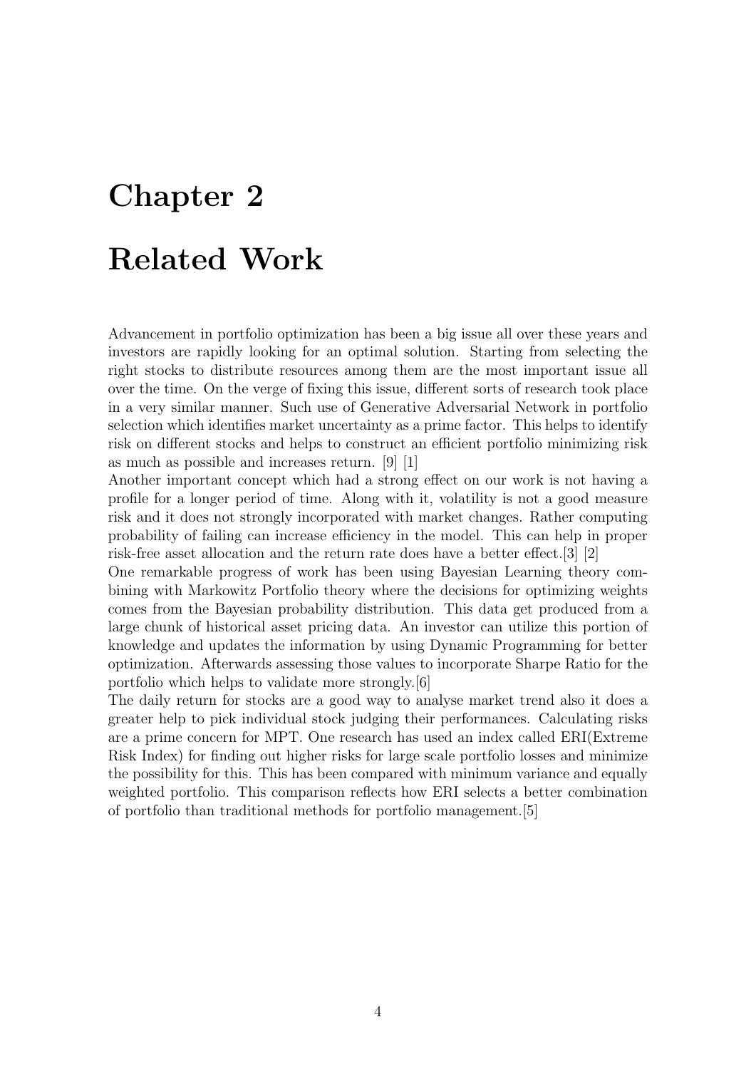# Chapter 2

# Related Work

Advancement in portfolio optimization has been a big issue all over these years and investors are rapidly looking for an optimal solution. Starting from selecting the right stocks to distribute resources among them are the most important issue all over the time. On the verge of fixing this issue, different sorts of research took place in a very similar manner. Such use of Generative Adversarial Network in portfolio selection which identifies market uncertainty as a prime factor. This helps to identify risk on different stocks and helps to construct an efficient portfolio minimizing risk as much as possible and increases return. [9] [1]

Another important concept which had a strong effect on our work is not having a profile for a longer period of time. Along with it, volatility is not a good measure risk and it does not strongly incorporated with market changes. Rather computing probability of failing can increase efficiency in the model. This can help in proper risk-free asset allocation and the return rate does have a better effect.[3] [2]

One remarkable progress of work has been using Bayesian Learning theory combining with Markowitz Portfolio theory where the decisions for optimizing weights comes from the Bayesian probability distribution. This data get produced from a large chunk of historical asset pricing data. An investor can utilize this portion of knowledge and updates the information by using Dynamic Programming for better optimization. Afterwards assessing those values to incorporate Sharpe Ratio for the portfolio which helps to validate more strongly.[6]

The daily return for stocks are a good way to analyse market trend also it does a greater help to pick individual stock judging their performances. Calculating risks are a prime concern for MPT. One research has used an index called ERI(Extreme Risk Index) for finding out higher risks for large scale portfolio losses and minimize the possibility for this. This has been compared with minimum variance and equally weighted portfolio. This comparison reflects how ERI selects a better combination of portfolio than traditional methods for portfolio management.[5]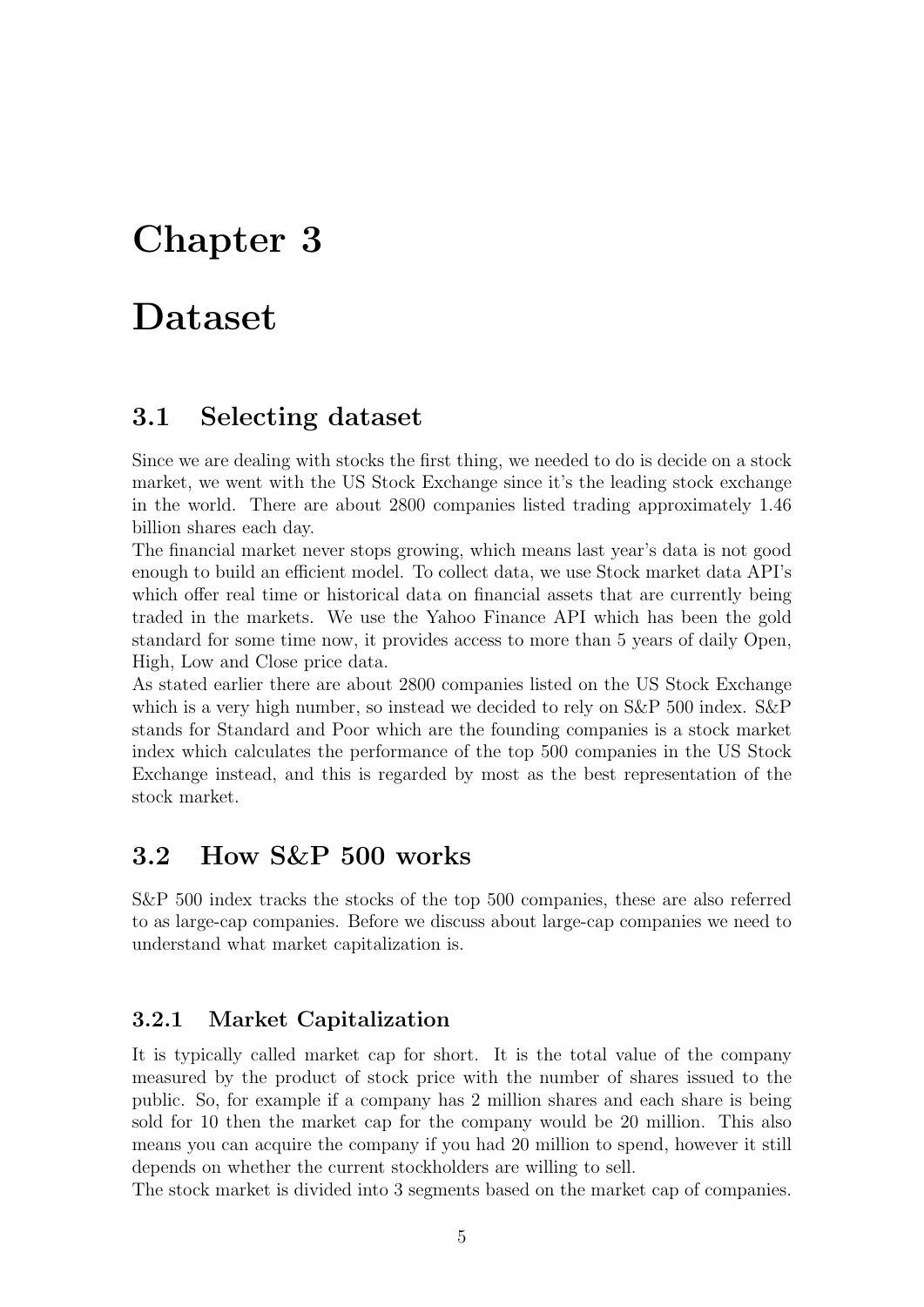# Chapter 3

# Dataset

## 3.1 Selecting dataset

Since we are dealing with stocks the first thing, we needed to do is decide on a stock market, we went with the US Stock Exchange since it's the leading stock exchange in the world. There are about 2800 companies listed trading approximately 1.46 billion shares each day.

The financial market never stops growing, which means last year's data is not good enough to build an efficient model. To collect data, we use Stock market data API's which offer real time or historical data on financial assets that are currently being traded in the markets. We use the Yahoo Finance API which has been the gold standard for some time now, it provides access to more than 5 years of daily Open, High, Low and Close price data.

As stated earlier there are about 2800 companies listed on the US Stock Exchange which is a very high number, so instead we decided to rely on S&P 500 index. S&P stands for Standard and Poor which are the founding companies is a stock market index which calculates the performance of the top 500 companies in the US Stock Exchange instead, and this is regarded by most as the best representation of the stock market.

## 3.2 How S&P 500 works

S&P 500 index tracks the stocks of the top 500 companies, these are also referred to as large-cap companies. Before we discuss about large-cap companies we need to understand what market capitalization is.

### 3.2.1 Market Capitalization

It is typically called market cap for short. It is the total value of the company measured by the product of stock price with the number of shares issued to the public. So, for example if a company has 2 million shares and each share is being sold for 10 then the market cap for the company would be 20 million. This also means you can acquire the company if you had 20 million to spend, however it still depends on whether the current stockholders are willing to sell.

The stock market is divided into 3 segments based on the market cap of companies.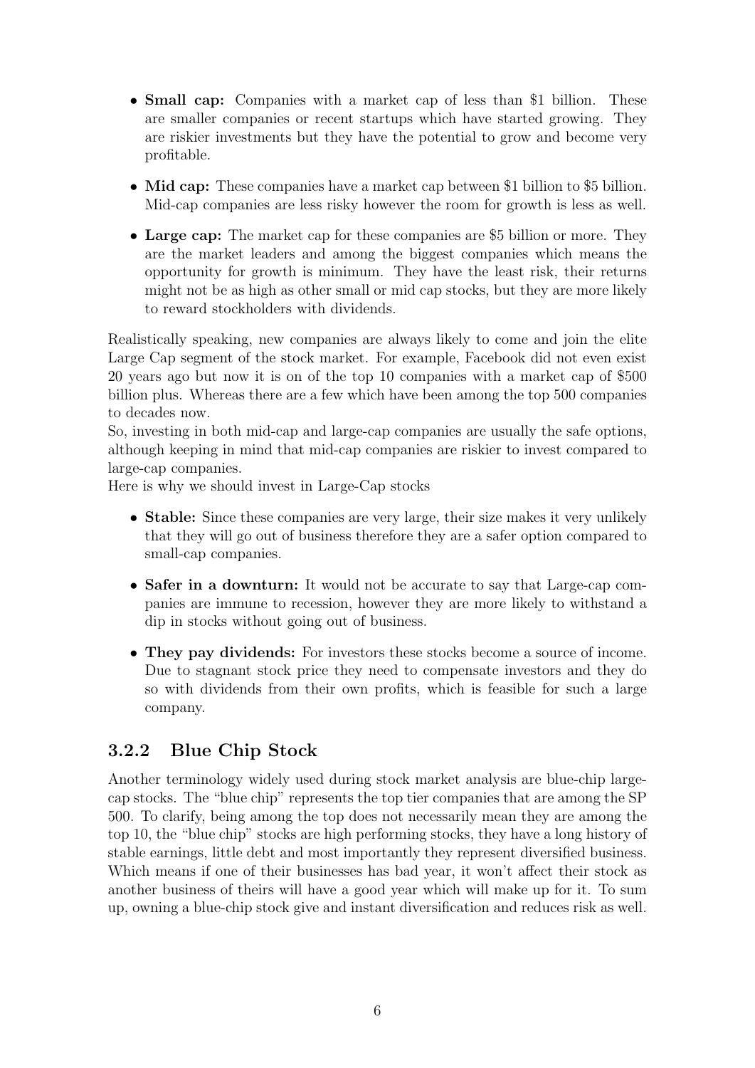- **Small cap:** Companies with a market cap of less than \$1 billion. These are smaller companies or recent startups which have started growing. They are riskier investments but they have the potential to grow and become very profitable.
- **Mid cap:** These companies have a market cap between \$1 billion to \$5 billion. Mid-cap companies are less risky however the room for growth is less as well.
- **Large cap:** The market cap for these companies are \$5 billion or more. They are the market leaders and among the biggest companies which means the opportunity for growth is minimum. They have the least risk, their returns might not be as high as other small or mid cap stocks, but they are more likely to reward stockholders with dividends.

Realistically speaking, new companies are always likely to come and join the elite Large Cap segment of the stock market. For example, Facebook did not even exist 20 years ago but now it is on of the top 10 companies with a market cap of \$500 billion plus. Whereas there are a few which have been among the top 500 companies to decades now.

So, investing in both mid-cap and large-cap companies are usually the safe options, although keeping in mind that mid-cap companies are riskier to invest compared to large-cap companies.

Here is why we should invest in Large-Cap stocks

- **Stable:** Since these companies are very large, their size makes it very unlikely that they will go out of business therefore they are a safer option compared to small-cap companies.
- **Safer in a downturn:** It would not be accurate to say that Large-cap companies are immune to recession, however they are more likely to withstand a dip in stocks without going out of business.
- **They pay dividends:** For investors these stocks become a source of income. Due to stagnant stock price they need to compensate investors and they do so with dividends from their own profits, which is feasible for such a large company.

### 3.2.2 Blue Chip Stock

Another terminology widely used during stock market analysis are blue-chip large-cap stocks. The "blue chip" represents the top tier companies that are among the SP 500. To clarify, being among the top does not necessarily mean they are among the top 10, the "blue chip" stocks are high performing stocks, they have a long history of stable earnings, little debt and most importantly they represent diversified business. Which means if one of their businesses has bad year, it won't affect their stock as another business of theirs will have a good year which will make up for it. To sum up, owning a blue-chip stock give and instant diversification and reduces risk as well.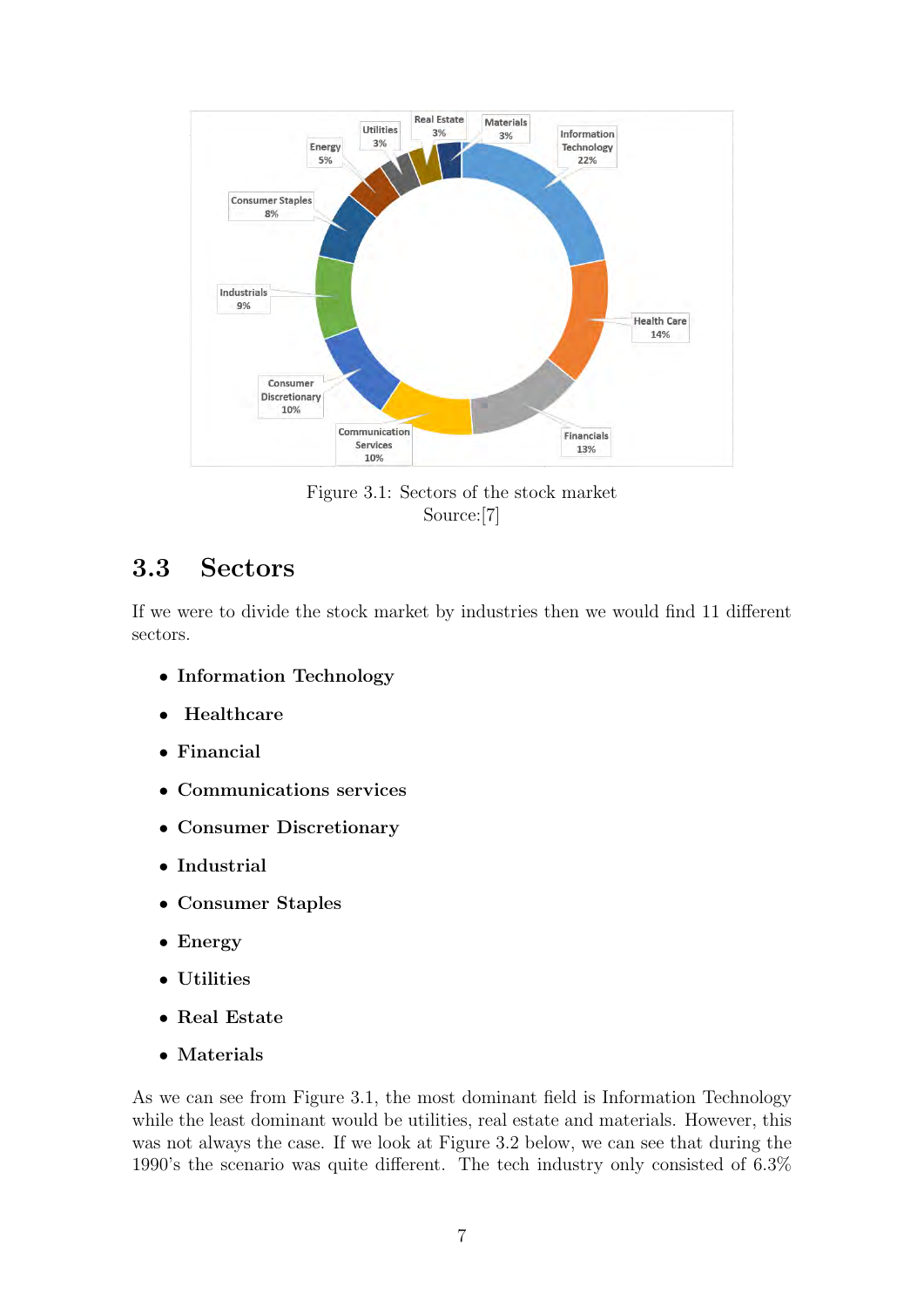Figure 3.1: Sectors of the stock market
Source:[7]

## 3.3 Sectors

If we were to divide the stock market by industries then we would find 11 different sectors.

- **Information Technology**
- **Healthcare**
- **Financial**
- **Communications services**
- **Consumer Discretionary**
- **Industrial**
- **Consumer Staples**
- **Energy**
- **Utilities**
- **Real Estate**
- **Materials**

As we can see from Figure 3.1, the most dominant field is Information Technology while the least dominant would be utilities, real estate and materials. However, this was not always the case. If we look at Figure 3.2 below, we can see that during the 1990's the scenario was quite different. The tech industry only consisted of 6.3%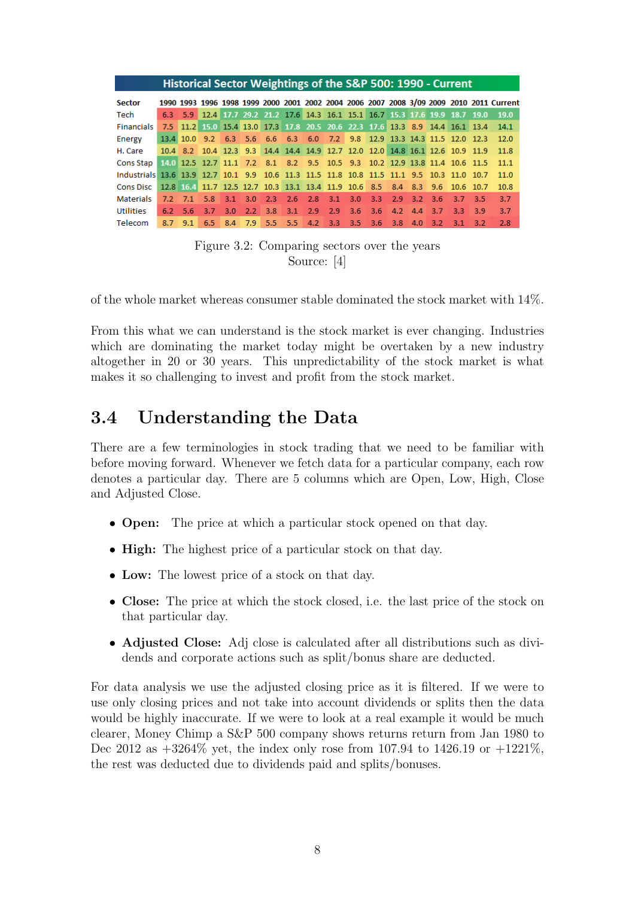**Historical Sector Weightings of the S&P 500: 1990 - Current**

| Sector | 1990 | 1993 | 1996 | 1998 | 1999 | 2000 | 2001 | 2002 | 2004 | 2006 | 2007 | 2008 | 3/09 | 2009 | 2010 | 2011 | Current |
|---|---|---|---|---|---|---|---|---|---|---|---|---|---|---|---|---|---|
| Tech | 6.3 | 5.9 | 12.4 | 17.7 | 29.2 | 21.2 | 17.6 | 14.3 | 16.1 | 15.1 | 16.7 | 15.3 | 17.6 | 19.9 | 18.7 | 19.0 | 19.0 |
| Financials | 7.5 | 11.2 | 15.0 | 15.4 | 13.0 | 17.3 | 17.8 | 20.5 | 20.6 | 22.3 | 17.6 | 13.3 | 8.9 | 14.4 | 16.1 | 13.4 | 14.1 |
| Energy | 13.4 | 10.0 | 9.2 | 6.3 | 5.6 | 6.6 | 6.3 | 6.0 | 7.2 | 9.8 | 12.9 | 13.3 | 14.3 | 11.5 | 12.0 | 12.3 | 12.0 |
| H. Care | 10.4 | 8.2 | 10.4 | 12.3 | 9.3 | 14.4 | 14.4 | 14.9 | 12.7 | 12.0 | 12.0 | 14.8 | 16.1 | 12.6 | 10.9 | 11.9 | 11.8 |
| Cons Stap | 14.0 | 12.5 | 12.7 | 11.1 | 7.2 | 8.1 | 8.2 | 9.5 | 10.5 | 9.3 | 10.2 | 12.9 | 13.8 | 11.4 | 10.6 | 11.5 | 11.1 |
| Industrials | 13.6 | 13.9 | 12.7 | 10.1 | 9.9 | 10.6 | 11.3 | 11.5 | 11.8 | 10.8 | 11.5 | 11.1 | 9.5 | 10.3 | 11.0 | 10.7 | 11.0 |
| Cons Disc | 12.8 | 16.4 | 11.7 | 12.5 | 12.7 | 10.3 | 13.1 | 13.4 | 11.9 | 10.6 | 8.5 | 8.4 | 8.3 | 9.6 | 10.6 | 10.7 | 10.8 |
| Materials | 7.2 | 7.1 | 5.8 | 3.1 | 3.0 | 2.3 | 2.6 | 2.8 | 3.1 | 3.0 | 3.3 | 2.9 | 3.2 | 3.6 | 3.7 | 3.5 | 3.7 |
| Utilities | 6.2 | 5.6 | 3.7 | 3.0 | 2.2 | 3.8 | 3.1 | 2.9 | 2.9 | 3.6 | 3.6 | 4.2 | 4.4 | 3.7 | 3.3 | 3.9 | 3.7 |
| Telecom | 8.7 | 9.1 | 6.5 | 8.4 | 7.9 | 5.5 | 5.5 | 4.2 | 3.3 | 3.5 | 3.6 | 3.8 | 4.0 | 3.2 | 3.1 | 3.2 | 2.8 |

Figure 3.2: Comparing sectors over the years
Source: [4]

of the whole market whereas consumer stable dominated the stock market with 14%.

From this what we can understand is the stock market is ever changing. Industries which are dominating the market today might be overtaken by a new industry altogether in 20 or 30 years. This unpredictability of the stock market is what makes it so challenging to invest and profit from the stock market.

## 3.4 Understanding the Data

There are a few terminologies in stock trading that we need to be familiar with before moving forward. Whenever we fetch data for a particular company, each row denotes a particular day. There are 5 columns which are Open, Low, High, Close and Adjusted Close.

- **Open:** The price at which a particular stock opened on that day.
- **High:** The highest price of a particular stock on that day.
- **Low:** The lowest price of a stock on that day.
- **Close:** The price at which the stock closed, i.e. the last price of the stock on that particular day.
- **Adjusted Close:** Adj close is calculated after all distributions such as dividends and corporate actions such as split/bonus share are deducted.

For data analysis we use the adjusted closing price as it is filtered. If we were to use only closing prices and not take into account dividends or splits then the data would be highly inaccurate. If we were to look at a real example it would be much clearer, Money Chimp a S&P 500 company shows returns return from Jan 1980 to Dec 2012 as +3264% yet, the index only rose from 107.94 to 1426.19 or +1221%, the rest was deducted due to dividends paid and splits/bonuses.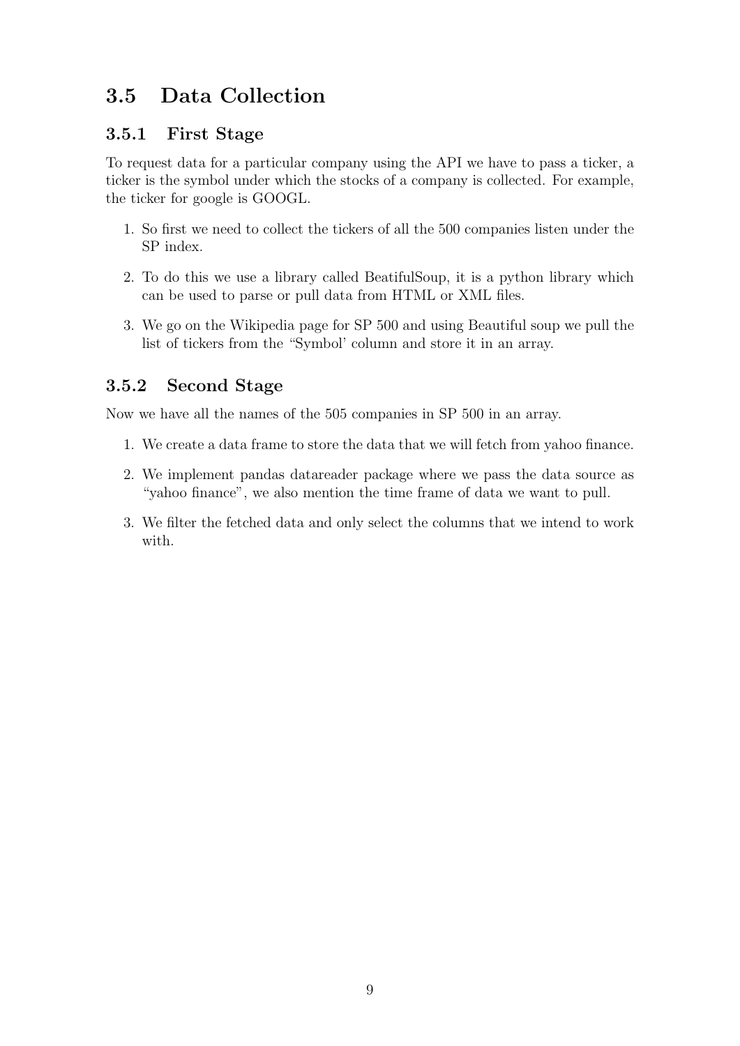## 3.5 Data Collection

### 3.5.1 First Stage

To request data for a particular company using the API we have to pass a ticker, a ticker is the symbol under which the stocks of a company is collected. For example, the ticker for google is GOOGL.

1. So first we need to collect the tickers of all the 500 companies listen under the SP index.
2. To do this we use a library called BeatifulSoup, it is a python library which can be used to parse or pull data from HTML or XML files.
3. We go on the Wikipedia page for SP 500 and using Beautiful soup we pull the list of tickers from the "Symbol' column and store it in an array.

### 3.5.2 Second Stage

Now we have all the names of the 505 companies in SP 500 in an array.

1. We create a data frame to store the data that we will fetch from yahoo finance.
2. We implement pandas datareader package where we pass the data source as "yahoo finance", we also mention the time frame of data we want to pull.
3. We filter the fetched data and only select the columns that we intend to work with.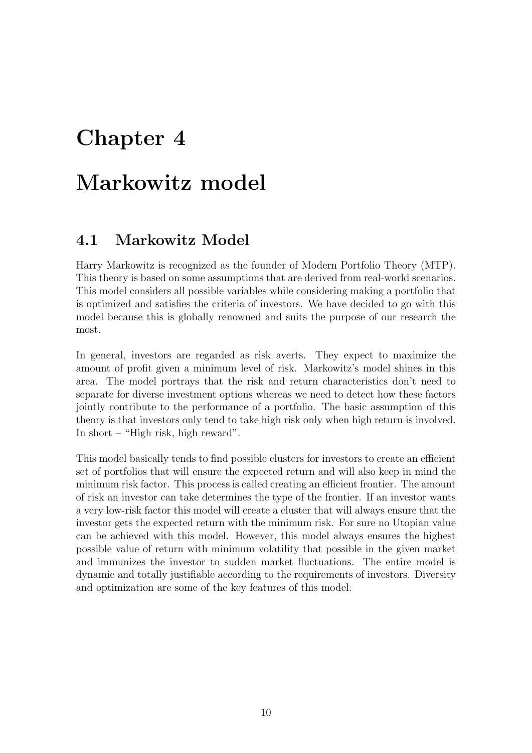# Chapter 4

# Markowitz model

## 4.1 Markowitz Model

Harry Markowitz is recognized as the founder of Modern Portfolio Theory (MTP). This theory is based on some assumptions that are derived from real-world scenarios. This model considers all possible variables while considering making a portfolio that is optimized and satisfies the criteria of investors. We have decided to go with this model because this is globally renowned and suits the purpose of our research the most.

In general, investors are regarded as risk averts. They expect to maximize the amount of profit given a minimum level of risk. Markowitz's model shines in this area. The model portrays that the risk and return characteristics don't need to separate for diverse investment options whereas we need to detect how these factors jointly contribute to the performance of a portfolio. The basic assumption of this theory is that investors only tend to take high risk only when high return is involved. In short – "High risk, high reward".

This model basically tends to find possible clusters for investors to create an efficient set of portfolios that will ensure the expected return and will also keep in mind the minimum risk factor. This process is called creating an efficient frontier. The amount of risk an investor can take determines the type of the frontier. If an investor wants a very low-risk factor this model will create a cluster that will always ensure that the investor gets the expected return with the minimum risk. For sure no Utopian value can be achieved with this model. However, this model always ensures the highest possible value of return with minimum volatility that possible in the given market and immunizes the investor to sudden market fluctuations. The entire model is dynamic and totally justifiable according to the requirements of investors. Diversity and optimization are some of the key features of this model.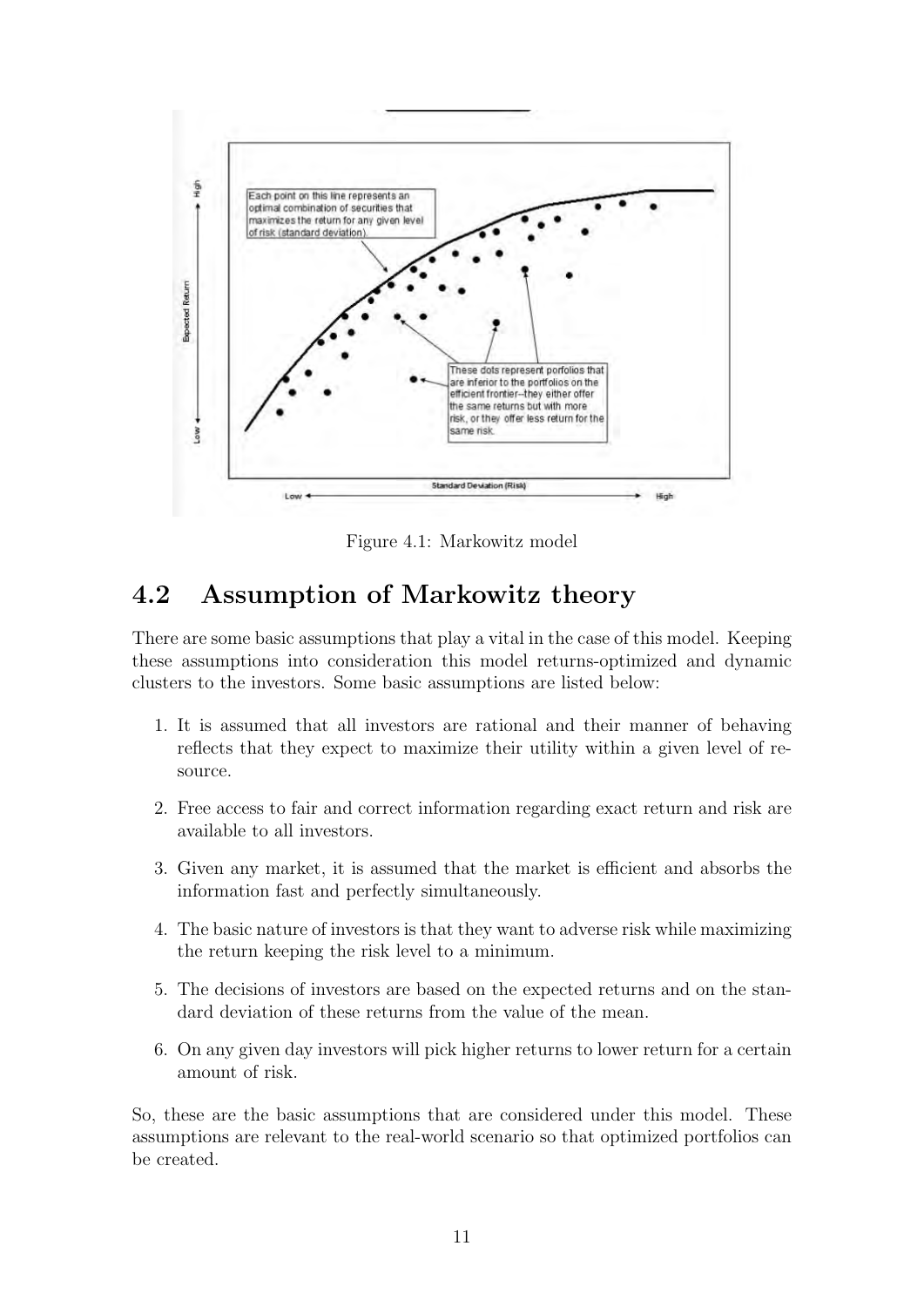Figure 4.1: Markowitz model

## 4.2 Assumption of Markowitz theory

There are some basic assumptions that play a vital in the case of this model. Keeping these assumptions into consideration this model returns-optimized and dynamic clusters to the investors. Some basic assumptions are listed below:

1. It is assumed that all investors are rational and their manner of behaving reflects that they expect to maximize their utility within a given level of resource.
2. Free access to fair and correct information regarding exact return and risk are available to all investors.
3. Given any market, it is assumed that the market is efficient and absorbs the information fast and perfectly simultaneously.
4. The basic nature of investors is that they want to adverse risk while maximizing the return keeping the risk level to a minimum.
5. The decisions of investors are based on the expected returns and on the standard deviation of these returns from the value of the mean.
6. On any given day investors will pick higher returns to lower return for a certain amount of risk.

So, these are the basic assumptions that are considered under this model. These assumptions are relevant to the real-world scenario so that optimized portfolios can be created.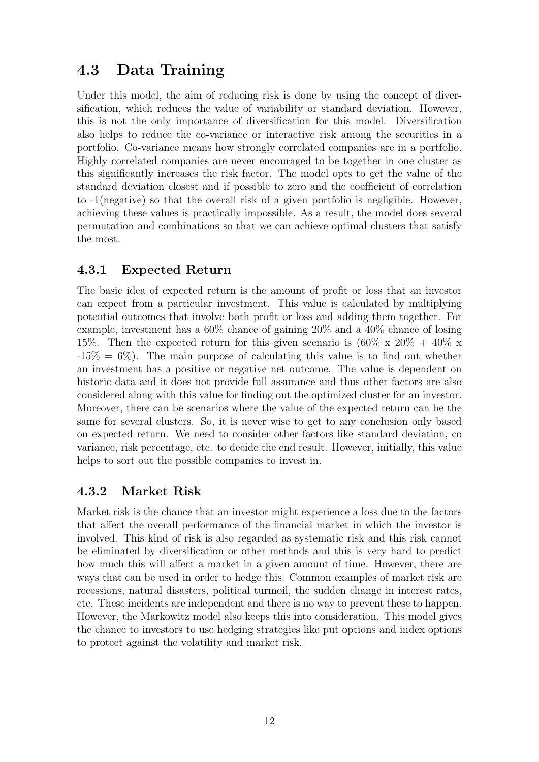## 4.3 Data Training

Under this model, the aim of reducing risk is done by using the concept of diversification, which reduces the value of variability or standard deviation. However, this is not the only importance of diversification for this model. Diversification also helps to reduce the co-variance or interactive risk among the securities in a portfolio. Co-variance means how strongly correlated companies are in a portfolio. Highly correlated companies are never encouraged to be together in one cluster as this significantly increases the risk factor. The model opts to get the value of the standard deviation closest and if possible to zero and the coefficient of correlation to -1(negative) so that the overall risk of a given portfolio is negligible. However, achieving these values is practically impossible. As a result, the model does several permutation and combinations so that we can achieve optimal clusters that satisfy the most.

### 4.3.1 Expected Return

The basic idea of expected return is the amount of profit or loss that an investor can expect from a particular investment. This value is calculated by multiplying potential outcomes that involve both profit or loss and adding them together. For example, investment has a 60% chance of gaining 20% and a 40% chance of losing 15%. Then the expected return for this given scenario is (60% x 20% + 40% x -15% = 6%). The main purpose of calculating this value is to find out whether an investment has a positive or negative net outcome. The value is dependent on historic data and it does not provide full assurance and thus other factors are also considered along with this value for finding out the optimized cluster for an investor. Moreover, there can be scenarios where the value of the expected return can be the same for several clusters. So, it is never wise to get to any conclusion only based on expected return. We need to consider other factors like standard deviation, co variance, risk percentage, etc. to decide the end result. However, initially, this value helps to sort out the possible companies to invest in.

### 4.3.2 Market Risk

Market risk is the chance that an investor might experience a loss due to the factors that affect the overall performance of the financial market in which the investor is involved. This kind of risk is also regarded as systematic risk and this risk cannot be eliminated by diversification or other methods and this is very hard to predict how much this will affect a market in a given amount of time. However, there are ways that can be used in order to hedge this. Common examples of market risk are recessions, natural disasters, political turmoil, the sudden change in interest rates, etc. These incidents are independent and there is no way to prevent these to happen. However, the Markowitz model also keeps this into consideration. This model gives the chance to investors to use hedging strategies like put options and index options to protect against the volatility and market risk.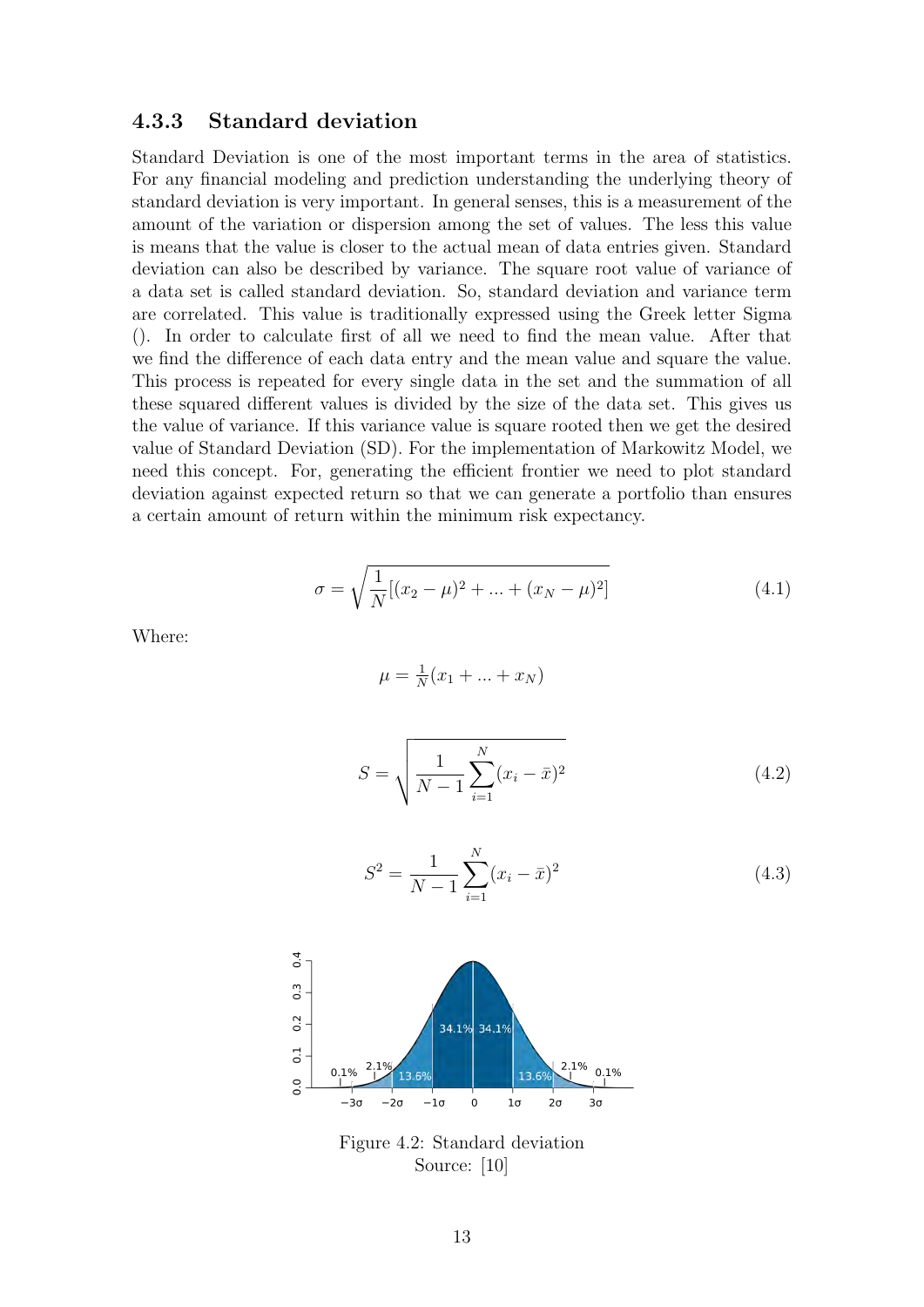### 4.3.3 Standard deviation

Standard Deviation is one of the most important terms in the area of statistics. For any financial modeling and prediction understanding the underlying theory of standard deviation is very important. In general senses, this is a measurement of the amount of the variation or dispersion among the set of values. The less this value is means that the value is closer to the actual mean of data entries given. Standard deviation can also be described by variance. The square root value of variance of a data set is called standard deviation. So, standard deviation and variance term are correlated. This value is traditionally expressed using the Greek letter Sigma (). In order to calculate first of all we need to find the mean value. After that we find the difference of each data entry and the mean value and square the value. This process is repeated for every single data in the set and the summation of all these squared different values is divided by the size of the data set. This gives us the value of variance. If this variance value is square rooted then we get the desired value of Standard Deviation (SD). For the implementation of Markowitz Model, we need this concept. For, generating the efficient frontier we need to plot standard deviation against expected return so that we can generate a portfolio than ensures a certain amount of return within the minimum risk expectancy.

$$\sigma = \sqrt{\frac{1}{N}[(x_2 - \mu)^2 + ... + (x_N - \mu)^2]} \tag{4.1}$$

Where:

$$\mu = \tfrac{1}{N}(x_1 + ... + x_N)$$

$$S = \sqrt{\frac{1}{N-1}\sum_{i=1}^{N}(x_i - \bar{x})^2} \tag{4.2}$$

$$S^2 = \frac{1}{N-1}\sum_{i=1}^{N}(x_i - \bar{x})^2 \tag{4.3}$$

Figure 4.2: Standard deviation
Source: [10]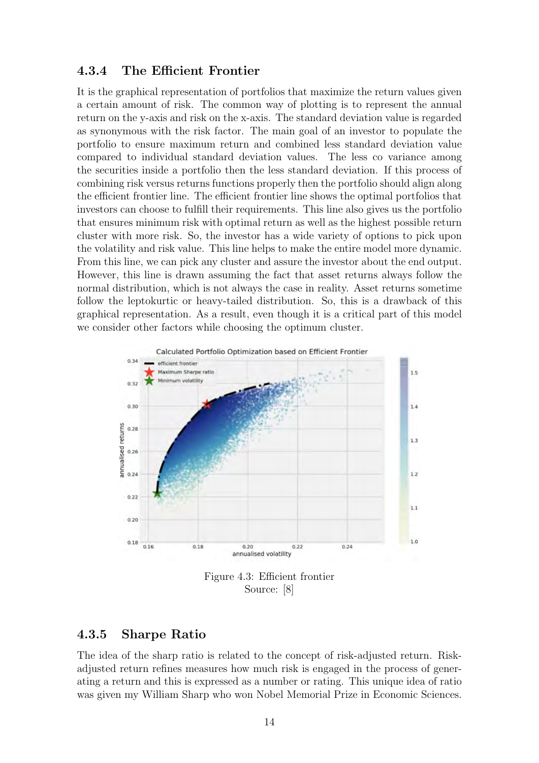### 4.3.4 The Efficient Frontier

It is the graphical representation of portfolios that maximize the return values given a certain amount of risk. The common way of plotting is to represent the annual return on the y-axis and risk on the x-axis. The standard deviation value is regarded as synonymous with the risk factor. The main goal of an investor to populate the portfolio to ensure maximum return and combined less standard deviation value compared to individual standard deviation values. The less co variance among the securities inside a portfolio then the less standard deviation. If this process of combining risk versus returns functions properly then the portfolio should align along the efficient frontier line. The efficient frontier line shows the optimal portfolios that investors can choose to fulfill their requirements. This line also gives us the portfolio that ensures minimum risk with optimal return as well as the highest possible return cluster with more risk. So, the investor has a wide variety of options to pick upon the volatility and risk value. This line helps to make the entire model more dynamic. From this line, we can pick any cluster and assure the investor about the end output. However, this line is drawn assuming the fact that asset returns always follow the normal distribution, which is not always the case in reality. Asset returns sometime follow the leptokurtic or heavy-tailed distribution. So, this is a drawback of this graphical representation. As a result, even though it is a critical part of this model we consider other factors while choosing the optimum cluster.

Figure 4.3: Efficient frontier
Source: [8]

### 4.3.5 Sharpe Ratio

The idea of the sharp ratio is related to the concept of risk-adjusted return. Risk-adjusted return refines measures how much risk is engaged in the process of generating a return and this is expressed as a number or rating. This unique idea of ratio was given my William Sharp who won Nobel Memorial Prize in Economic Sciences.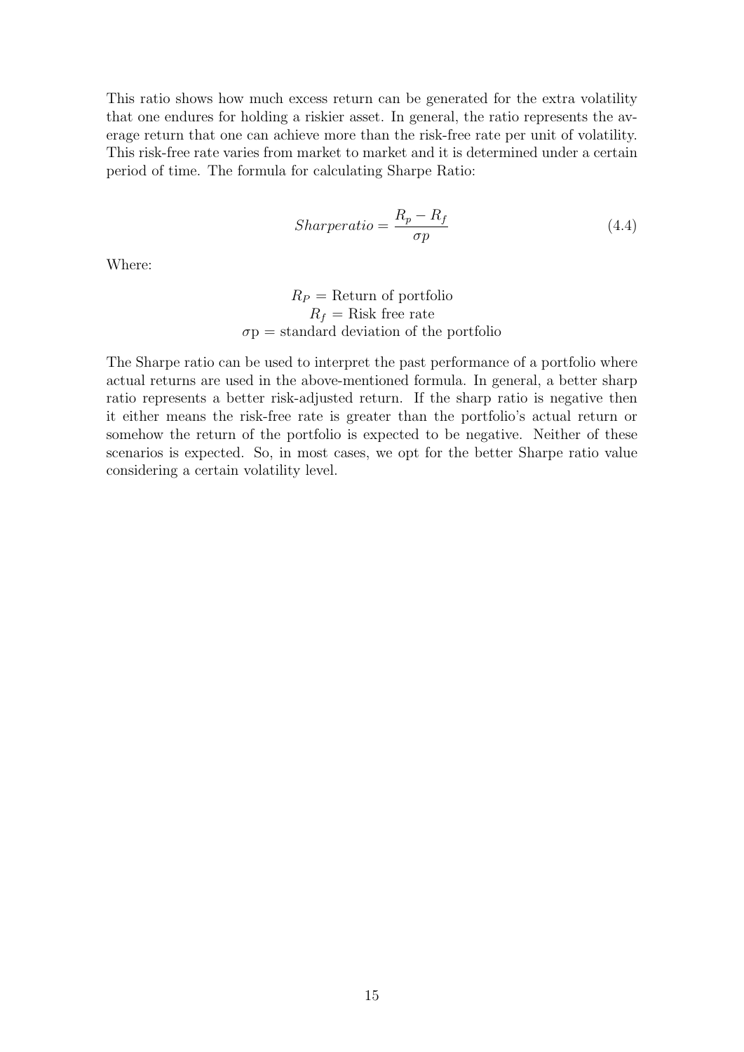This ratio shows how much excess return can be generated for the extra volatility that one endures for holding a riskier asset. In general, the ratio represents the average return that one can achieve more than the risk-free rate per unit of volatility. This risk-free rate varies from market to market and it is determined under a certain period of time. The formula for calculating Sharpe Ratio:

$$Sharperatio = \frac{R_p - R_f}{\sigma p} \tag{4.4}$$

Where:

$R_P$ = Return of portfolio
$R_f$ = Risk free rate
$\sigma$p = standard deviation of the portfolio

The Sharpe ratio can be used to interpret the past performance of a portfolio where actual returns are used in the above-mentioned formula. In general, a better sharp ratio represents a better risk-adjusted return. If the sharp ratio is negative then it either means the risk-free rate is greater than the portfolio's actual return or somehow the return of the portfolio is expected to be negative. Neither of these scenarios is expected. So, in most cases, we opt for the better Sharpe ratio value considering a certain volatility level.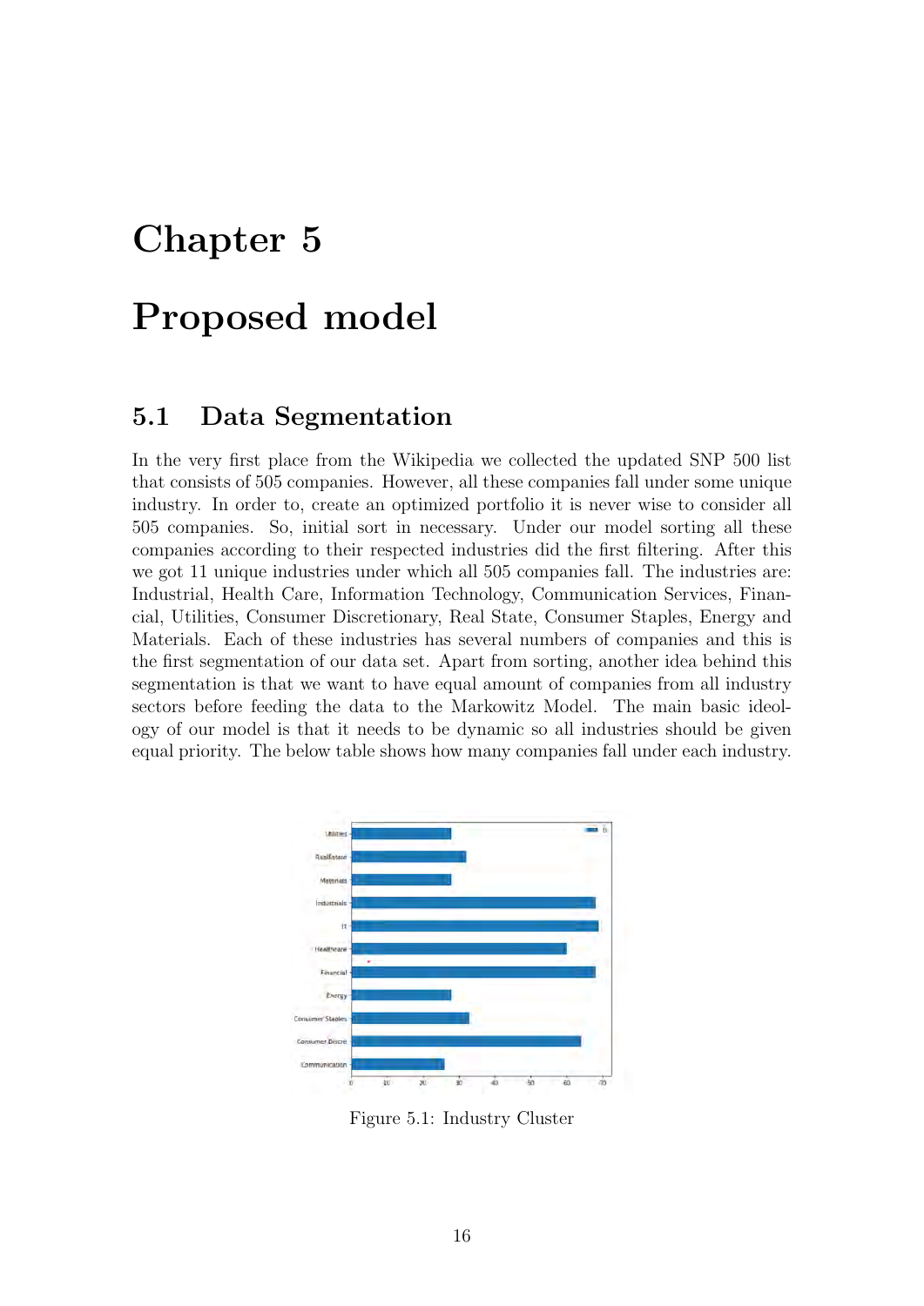# Chapter 5

# Proposed model

## 5.1 Data Segmentation

In the very first place from the Wikipedia we collected the updated SNP 500 list that consists of 505 companies. However, all these companies fall under some unique industry. In order to, create an optimized portfolio it is never wise to consider all 505 companies. So, initial sort in necessary. Under our model sorting all these companies according to their respected industries did the first filtering. After this we got 11 unique industries under which all 505 companies fall. The industries are: Industrial, Health Care, Information Technology, Communication Services, Financial, Utilities, Consumer Discretionary, Real State, Consumer Staples, Energy and Materials. Each of these industries has several numbers of companies and this is the first segmentation of our data set. Apart from sorting, another idea behind this segmentation is that we want to have equal amount of companies from all industry sectors before feeding the data to the Markowitz Model. The main basic ideology of our model is that it needs to be dynamic so all industries should be given equal priority. The below table shows how many companies fall under each industry.

Figure 5.1: Industry Cluster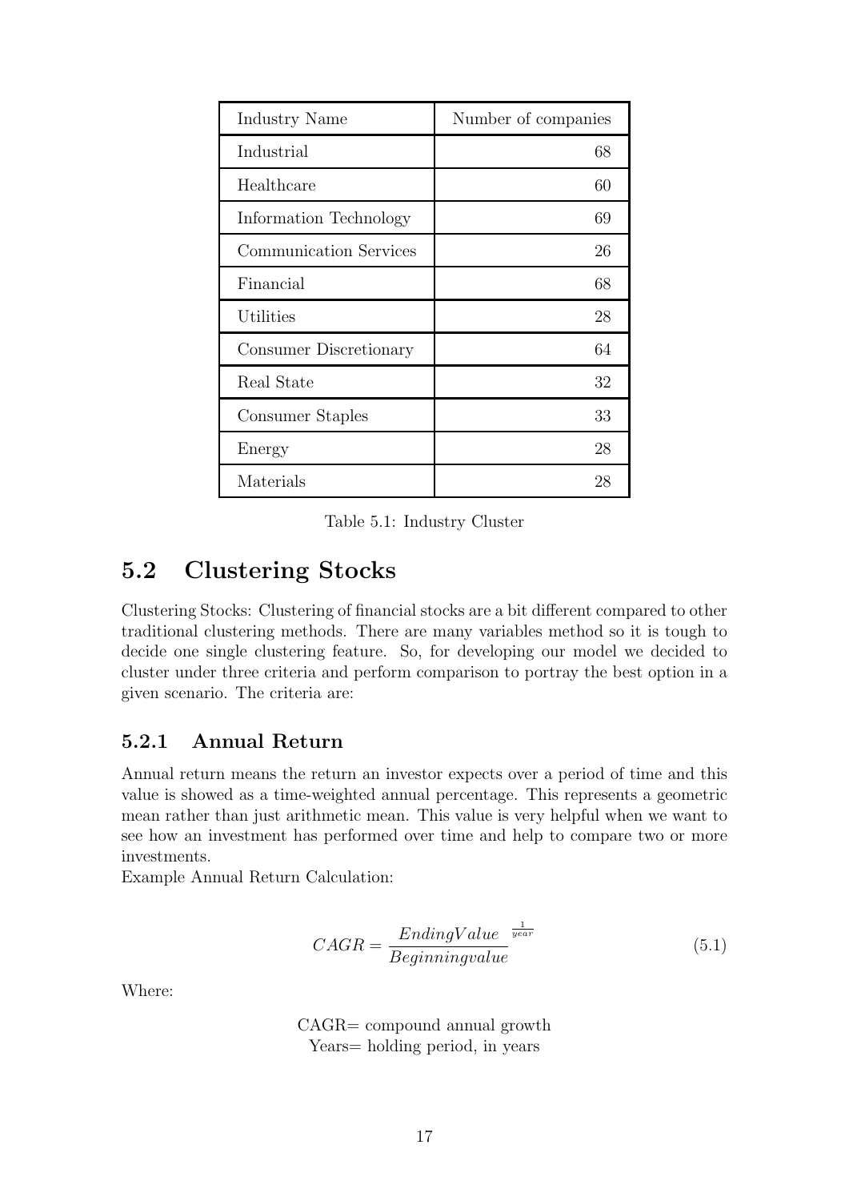| Industry Name | Number of companies |
|---|---|
| Industrial | 68 |
| Healthcare | 60 |
| Information Technology | 69 |
| Communication Services | 26 |
| Financial | 68 |
| Utilities | 28 |
| Consumer Discretionary | 64 |
| Real State | 32 |
| Consumer Staples | 33 |
| Energy | 28 |
| Materials | 28 |

Table 5.1: Industry Cluster

## 5.2 Clustering Stocks

Clustering Stocks: Clustering of financial stocks are a bit different compared to other traditional clustering methods. There are many variables method so it is tough to decide one single clustering feature. So, for developing our model we decided to cluster under three criteria and perform comparison to portray the best option in a given scenario. The criteria are:

### 5.2.1 Annual Return

Annual return means the return an investor expects over a period of time and this value is showed as a time-weighted annual percentage. This represents a geometric mean rather than just arithmetic mean. This value is very helpful when we want to see how an investment has performed over time and help to compare two or more investments.
Example Annual Return Calculation:

$$CAGR = \frac{EndingValue}{Beginningvalue}^{\frac{1}{year}} \tag{5.1}$$

Where:

CAGR= compound annual growth
Years= holding period, in years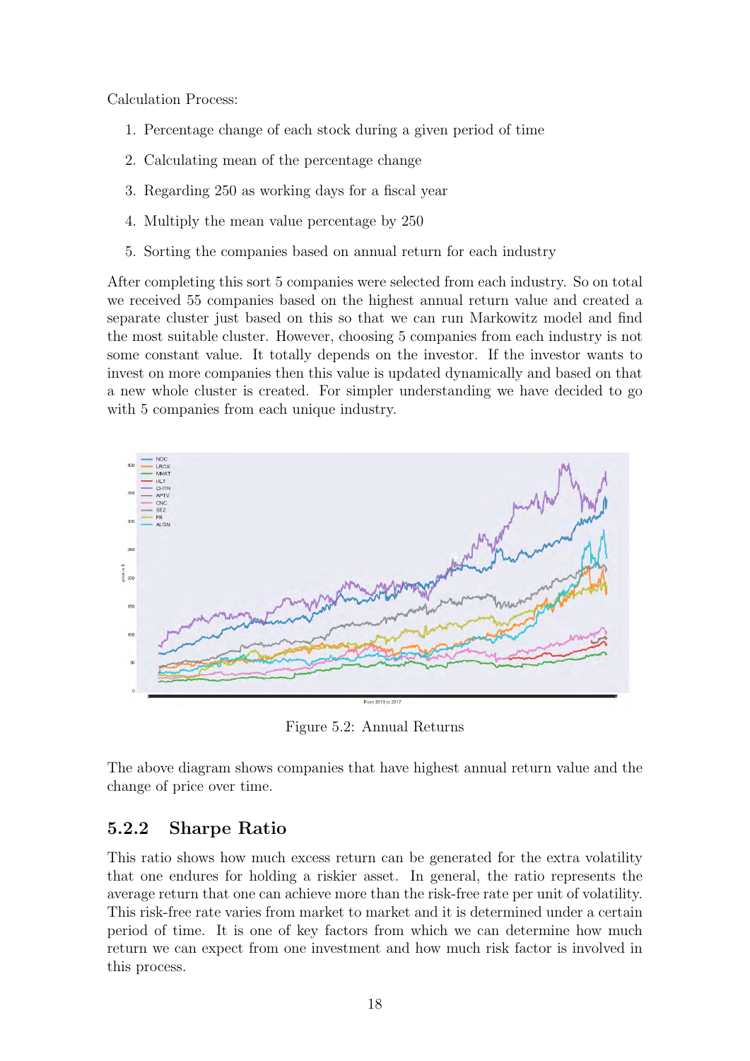Calculation Process:

1. Percentage change of each stock during a given period of time
2. Calculating mean of the percentage change
3. Regarding 250 as working days for a fiscal year
4. Multiply the mean value percentage by 250
5. Sorting the companies based on annual return for each industry

After completing this sort 5 companies were selected from each industry. So on total we received 55 companies based on the highest annual return value and created a separate cluster just based on this so that we can run Markowitz model and find the most suitable cluster. However, choosing 5 companies from each industry is not some constant value. It totally depends on the investor. If the investor wants to invest on more companies then this value is updated dynamically and based on that a new whole cluster is created. For simpler understanding we have decided to go with 5 companies from each unique industry.

Figure 5.2: Annual Returns

The above diagram shows companies that have highest annual return value and the change of price over time.

### 5.2.2 Sharpe Ratio

This ratio shows how much excess return can be generated for the extra volatility that one endures for holding a riskier asset. In general, the ratio represents the average return that one can achieve more than the risk-free rate per unit of volatility. This risk-free rate varies from market to market and it is determined under a certain period of time. It is one of key factors from which we can determine how much return we can expect from one investment and how much risk factor is involved in this process.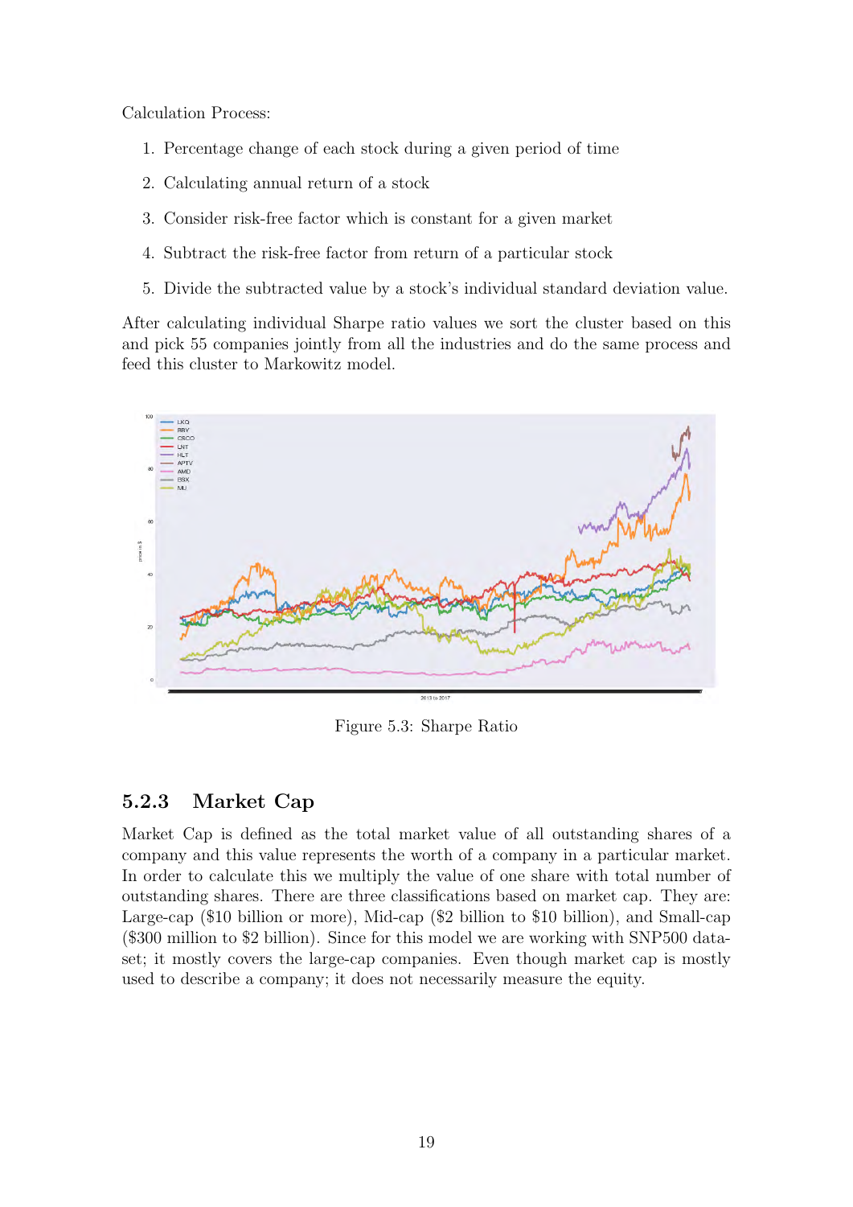Calculation Process:

1. Percentage change of each stock during a given period of time
2. Calculating annual return of a stock
3. Consider risk-free factor which is constant for a given market
4. Subtract the risk-free factor from return of a particular stock
5. Divide the subtracted value by a stock's individual standard deviation value.

After calculating individual Sharpe ratio values we sort the cluster based on this and pick 55 companies jointly from all the industries and do the same process and feed this cluster to Markowitz model.

Figure 5.3: Sharpe Ratio

### 5.2.3 Market Cap

Market Cap is defined as the total market value of all outstanding shares of a company and this value represents the worth of a company in a particular market. In order to calculate this we multiply the value of one share with total number of outstanding shares. There are three classifications based on market cap. They are: Large-cap ($10 billion or more), Mid-cap ($2 billion to $10 billion), and Small-cap ($300 million to $2 billion). Since for this model we are working with SNP500 dataset; it mostly covers the large-cap companies. Even though market cap is mostly used to describe a company; it does not necessarily measure the equity.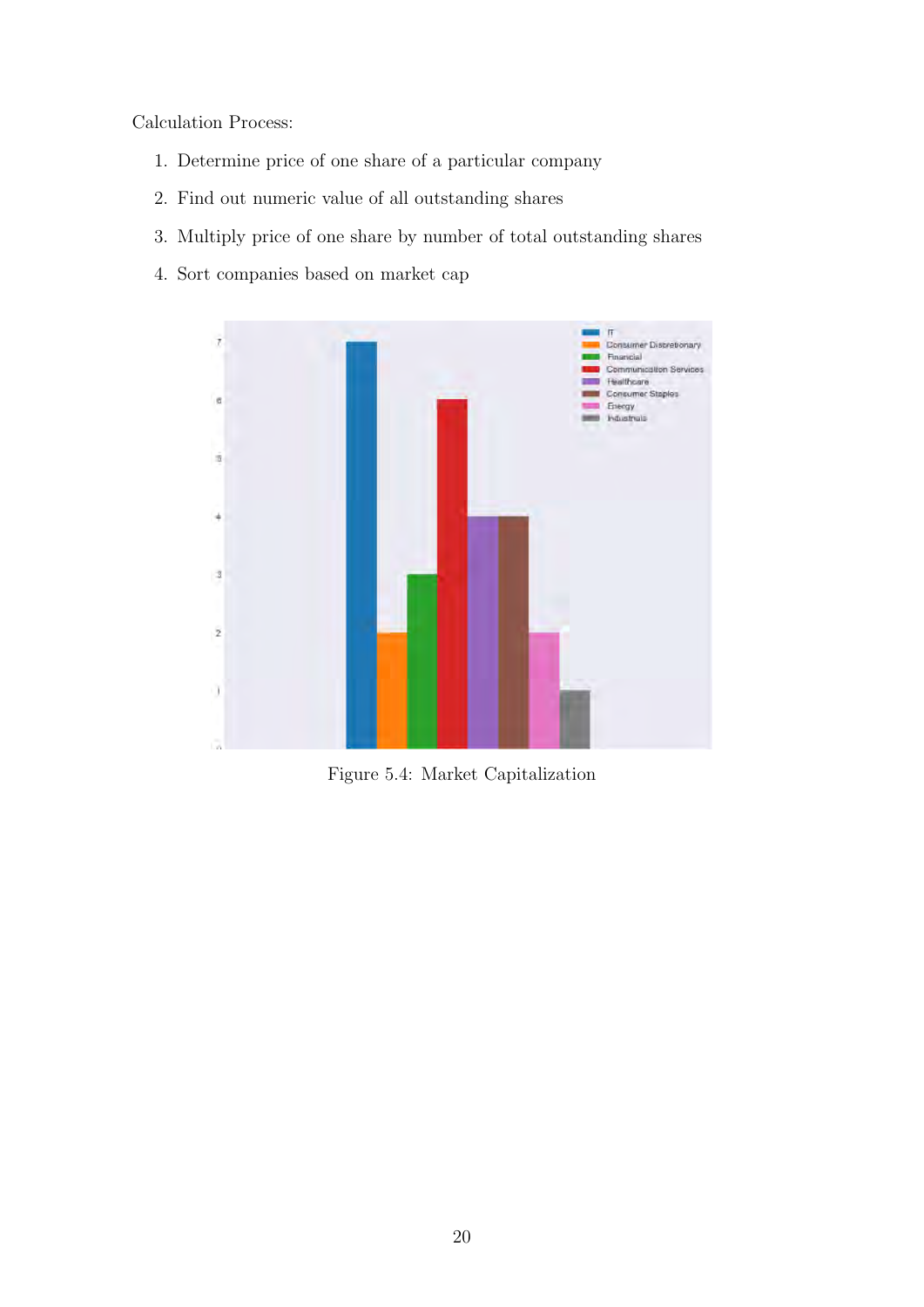Calculation Process:

1. Determine price of one share of a particular company
2. Find out numeric value of all outstanding shares
3. Multiply price of one share by number of total outstanding shares
4. Sort companies based on market cap

Figure 5.4: Market Capitalization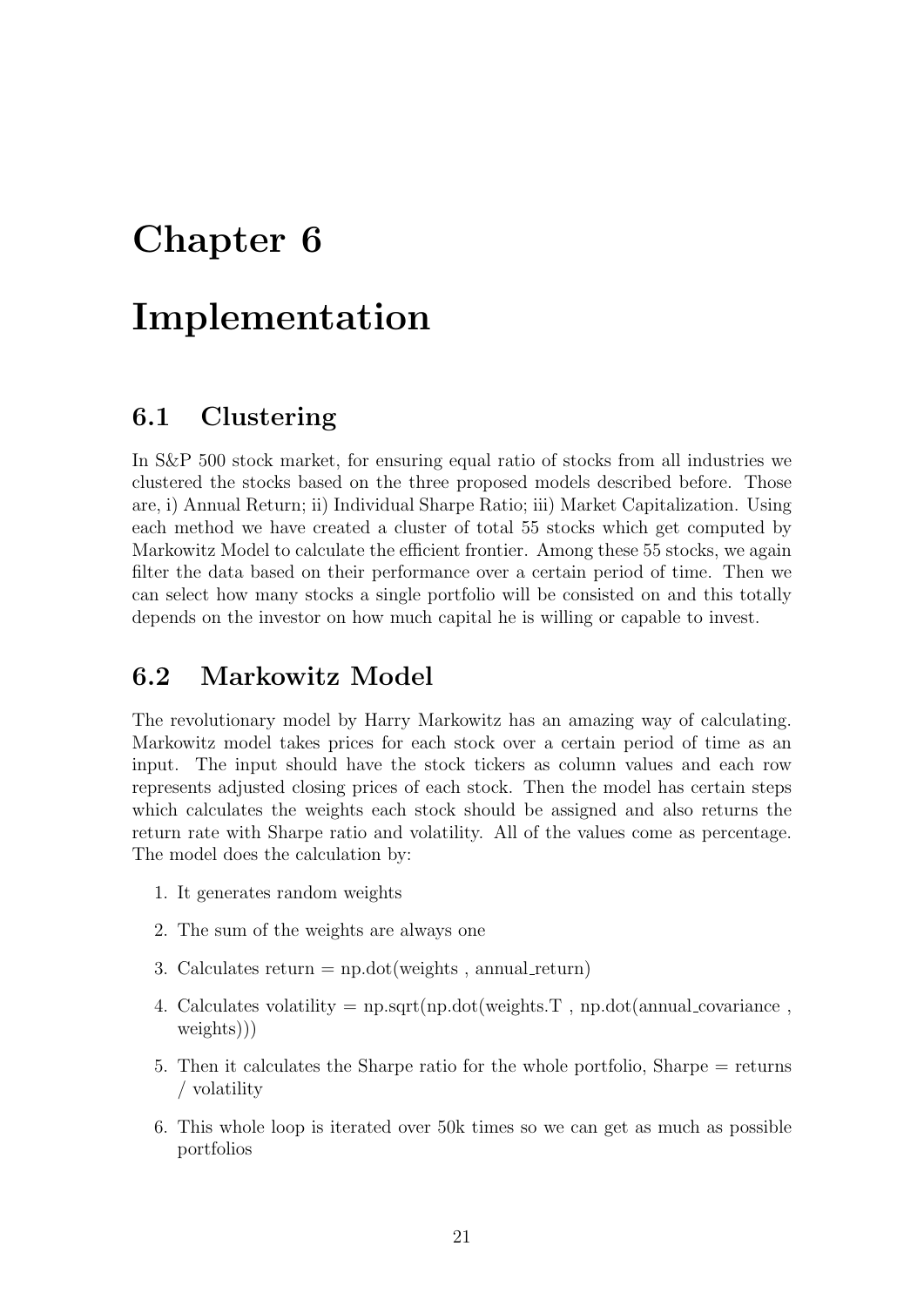# Chapter 6

# Implementation

## 6.1 Clustering

In S&P 500 stock market, for ensuring equal ratio of stocks from all industries we clustered the stocks based on the three proposed models described before. Those are, i) Annual Return; ii) Individual Sharpe Ratio; iii) Market Capitalization. Using each method we have created a cluster of total 55 stocks which get computed by Markowitz Model to calculate the efficient frontier. Among these 55 stocks, we again filter the data based on their performance over a certain period of time. Then we can select how many stocks a single portfolio will be consisted on and this totally depends on the investor on how much capital he is willing or capable to invest.

## 6.2 Markowitz Model

The revolutionary model by Harry Markowitz has an amazing way of calculating. Markowitz model takes prices for each stock over a certain period of time as an input. The input should have the stock tickers as column values and each row represents adjusted closing prices of each stock. Then the model has certain steps which calculates the weights each stock should be assigned and also returns the return rate with Sharpe ratio and volatility. All of the values come as percentage. The model does the calculation by:

1. It generates random weights
2. The sum of the weights are always one
3. Calculates return = np.dot(weights , annual_return)
4. Calculates volatility = np.sqrt(np.dot(weights.T , np.dot(annual_covariance , weights)))
5. Then it calculates the Sharpe ratio for the whole portfolio, Sharpe = returns / volatility
6. This whole loop is iterated over 50k times so we can get as much as possible portfolios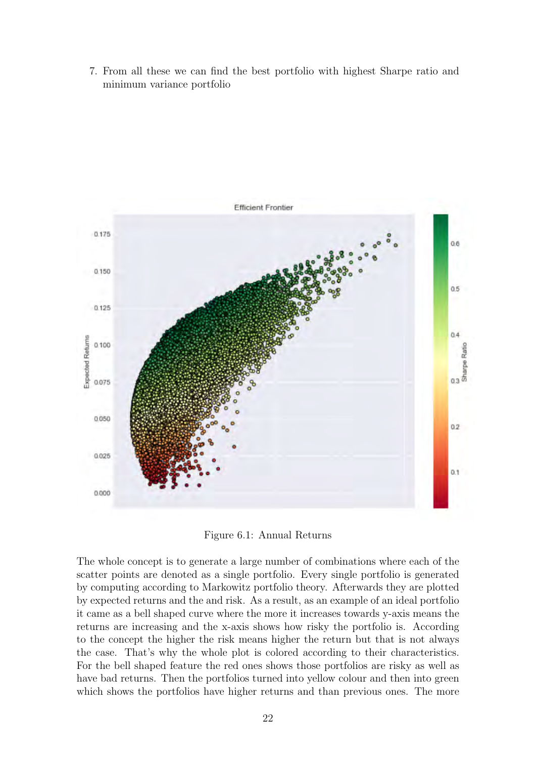7. From all these we can find the best portfolio with highest Sharpe ratio and minimum variance portfolio

Figure 6.1: Annual Returns

The whole concept is to generate a large number of combinations where each of the scatter points are denoted as a single portfolio. Every single portfolio is generated by computing according to Markowitz portfolio theory. Afterwards they are plotted by expected returns and the and risk. As a result, as an example of an ideal portfolio it came as a bell shaped curve where the more it increases towards y-axis means the returns are increasing and the x-axis shows how risky the portfolio is. According to the concept the higher the risk means higher the return but that is not always the case. That's why the whole plot is colored according to their characteristics. For the bell shaped feature the red ones shows those portfolios are risky as well as have bad returns. Then the portfolios turned into yellow colour and then into green which shows the portfolios have higher returns and than previous ones. The more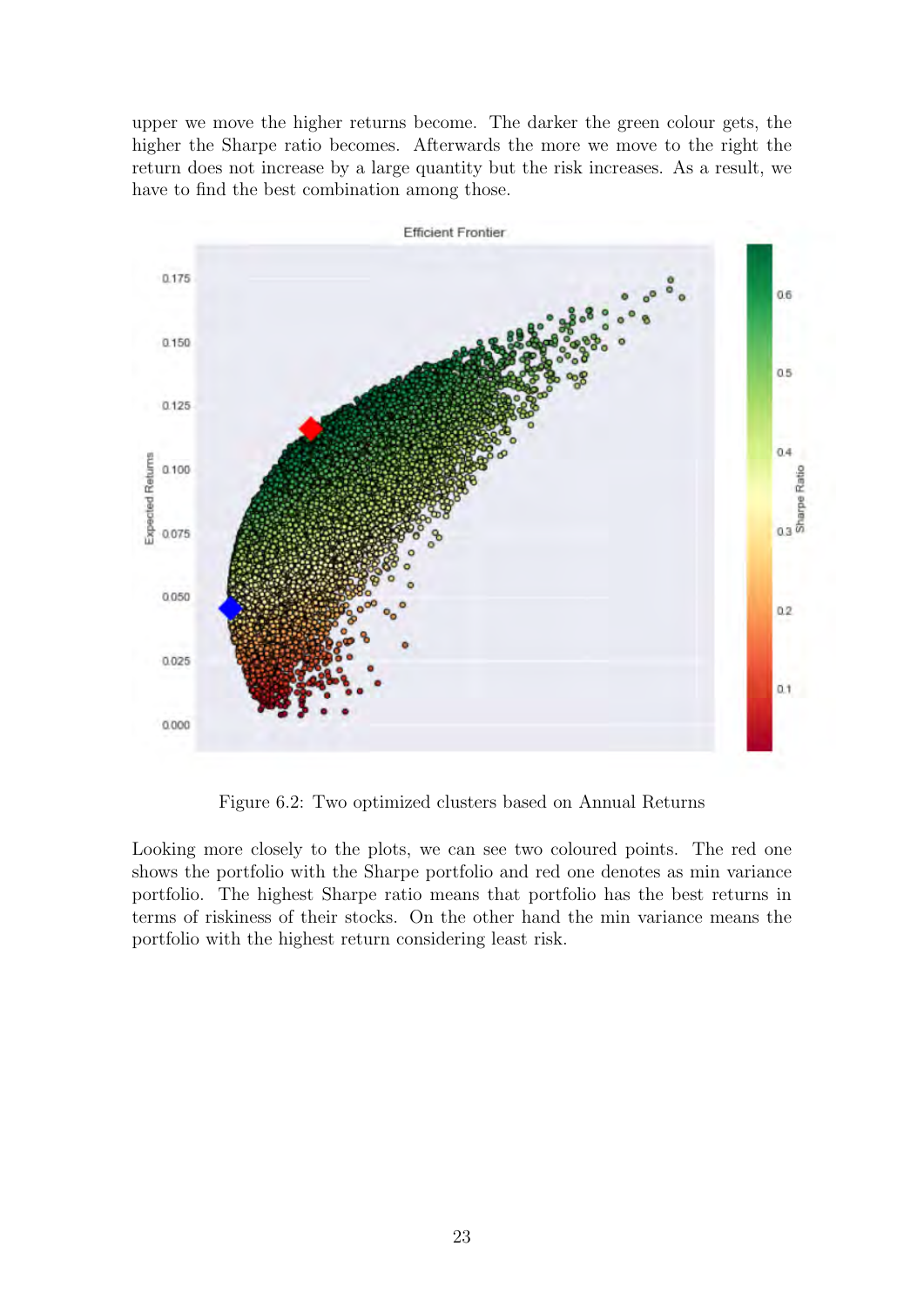upper we move the higher returns become. The darker the green colour gets, the higher the Sharpe ratio becomes. Afterwards the more we move to the right the return does not increase by a large quantity but the risk increases. As a result, we have to find the best combination among those.

Figure 6.2: Two optimized clusters based on Annual Returns

Looking more closely to the plots, we can see two coloured points. The red one shows the portfolio with the Sharpe portfolio and red one denotes as min variance portfolio. The highest Sharpe ratio means that portfolio has the best returns in terms of riskiness of their stocks. On the other hand the min variance means the portfolio with the highest return considering least risk.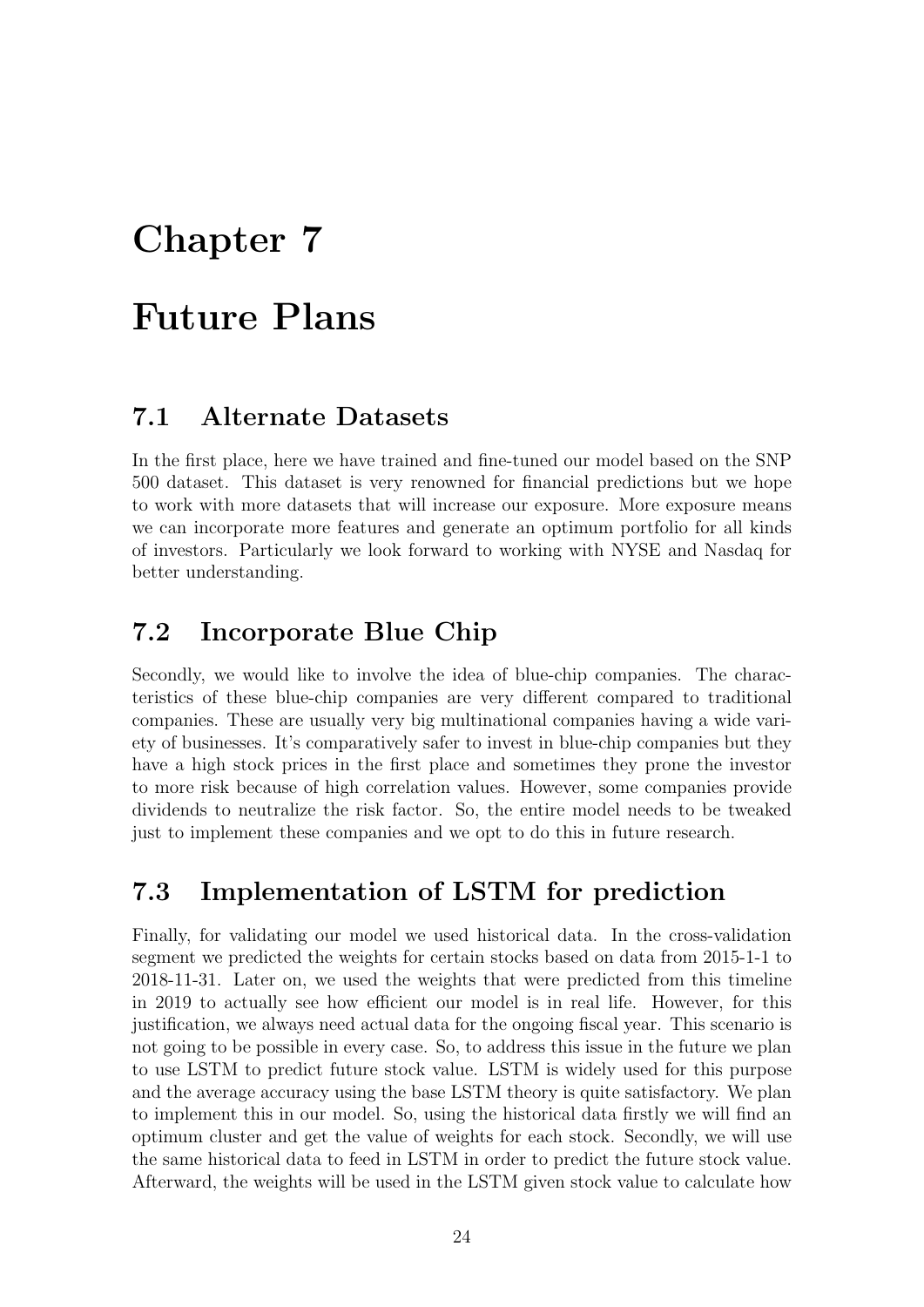# Chapter 7

# Future Plans

## 7.1 Alternate Datasets

In the first place, here we have trained and fine-tuned our model based on the SNP 500 dataset. This dataset is very renowned for financial predictions but we hope to work with more datasets that will increase our exposure. More exposure means we can incorporate more features and generate an optimum portfolio for all kinds of investors. Particularly we look forward to working with NYSE and Nasdaq for better understanding.

## 7.2 Incorporate Blue Chip

Secondly, we would like to involve the idea of blue-chip companies. The characteristics of these blue-chip companies are very different compared to traditional companies. These are usually very big multinational companies having a wide variety of businesses. It's comparatively safer to invest in blue-chip companies but they have a high stock prices in the first place and sometimes they prone the investor to more risk because of high correlation values. However, some companies provide dividends to neutralize the risk factor. So, the entire model needs to be tweaked just to implement these companies and we opt to do this in future research.

## 7.3 Implementation of LSTM for prediction

Finally, for validating our model we used historical data. In the cross-validation segment we predicted the weights for certain stocks based on data from 2015-1-1 to 2018-11-31. Later on, we used the weights that were predicted from this timeline in 2019 to actually see how efficient our model is in real life. However, for this justification, we always need actual data for the ongoing fiscal year. This scenario is not going to be possible in every case. So, to address this issue in the future we plan to use LSTM to predict future stock value. LSTM is widely used for this purpose and the average accuracy using the base LSTM theory is quite satisfactory. We plan to implement this in our model. So, using the historical data firstly we will find an optimum cluster and get the value of weights for each stock. Secondly, we will use the same historical data to feed in LSTM in order to predict the future stock value. Afterward, the weights will be used in the LSTM given stock value to calculate how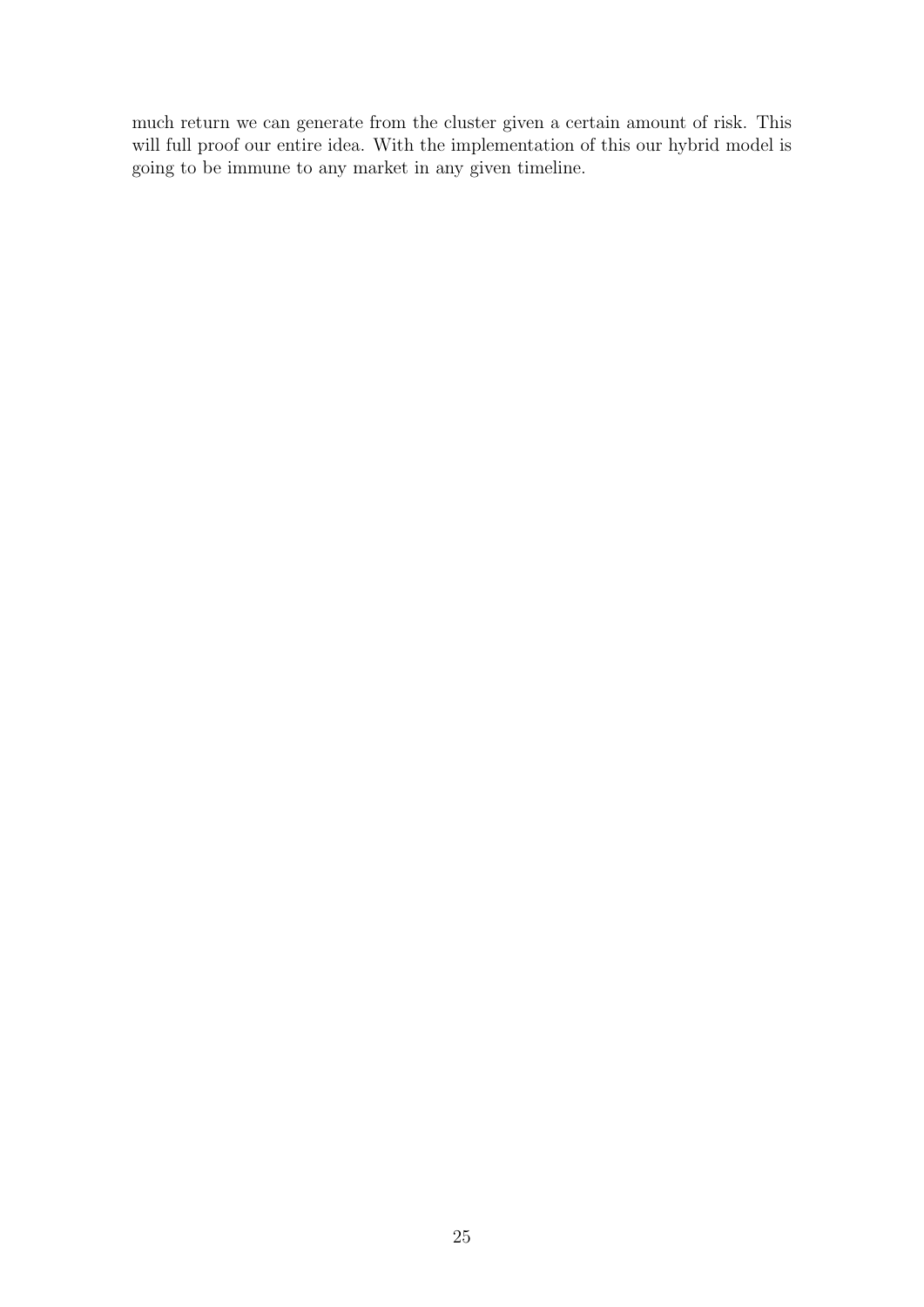much return we can generate from the cluster given a certain amount of risk. This will full proof our entire idea. With the implementation of this our hybrid model is going to be immune to any market in any given timeline.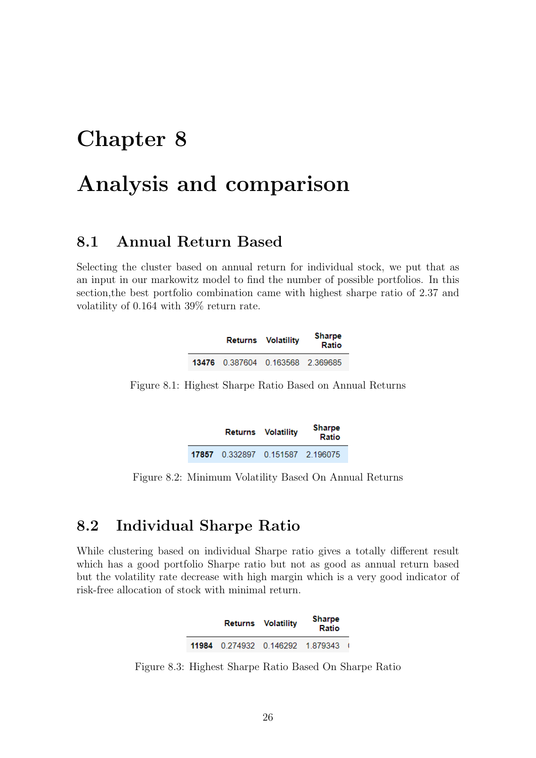# Chapter 8

# Analysis and comparison

## 8.1 Annual Return Based

Selecting the cluster based on annual return for individual stock, we put that as an input in our markowitz model to find the number of possible portfolios. In this section,the best portfolio combination came with highest sharpe ratio of 2.37 and volatility of 0.164 with 39% return rate.

| | Returns | Volatility | Sharpe Ratio |
|---|---|---|---|
| **13476** | 0.387604 | 0.163568 | 2.369685 |

Figure 8.1: Highest Sharpe Ratio Based on Annual Returns

| | Returns | Volatility | Sharpe Ratio |
|---|---|---|---|
| **17857** | 0.332897 | 0.151587 | 2.196075 |

Figure 8.2: Minimum Volatility Based On Annual Returns

## 8.2 Individual Sharpe Ratio

While clustering based on individual Sharpe ratio gives a totally different result which has a good portfolio Sharpe ratio but not as good as annual return based but the volatility rate decrease with high margin which is a very good indicator of risk-free allocation of stock with minimal return.

| | Returns | Volatility | Sharpe Ratio |
|---|---|---|---|
| **11984** | 0.274932 | 0.146292 | 1.879343 |

Figure 8.3: Highest Sharpe Ratio Based On Sharpe Ratio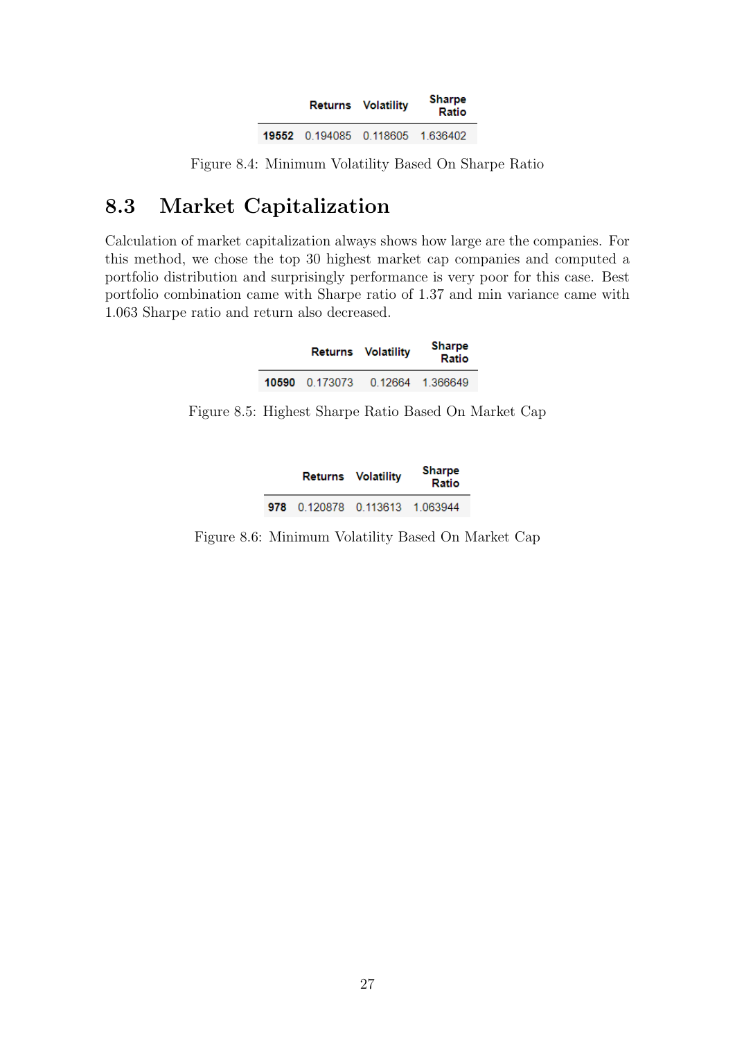|  | Returns | Volatility | Sharpe Ratio |
|---|---|---|---|
| **19552** | 0.194085 | 0.118605 | 1.636402 |

Figure 8.4: Minimum Volatility Based On Sharpe Ratio

## 8.3 Market Capitalization

Calculation of market capitalization always shows how large are the companies. For this method, we chose the top 30 highest market cap companies and computed a portfolio distribution and surprisingly performance is very poor for this case. Best portfolio combination came with Sharpe ratio of 1.37 and min variance came with 1.063 Sharpe ratio and return also decreased.

|  | Returns | Volatility | Sharpe Ratio |
|---|---|---|---|
| **10590** | 0.173073 | 0.12664 | 1.366649 |

Figure 8.5: Highest Sharpe Ratio Based On Market Cap

|  | Returns | Volatility | Sharpe Ratio |
|---|---|---|---|
| **978** | 0.120878 | 0.113613 | 1.063944 |

Figure 8.6: Minimum Volatility Based On Market Cap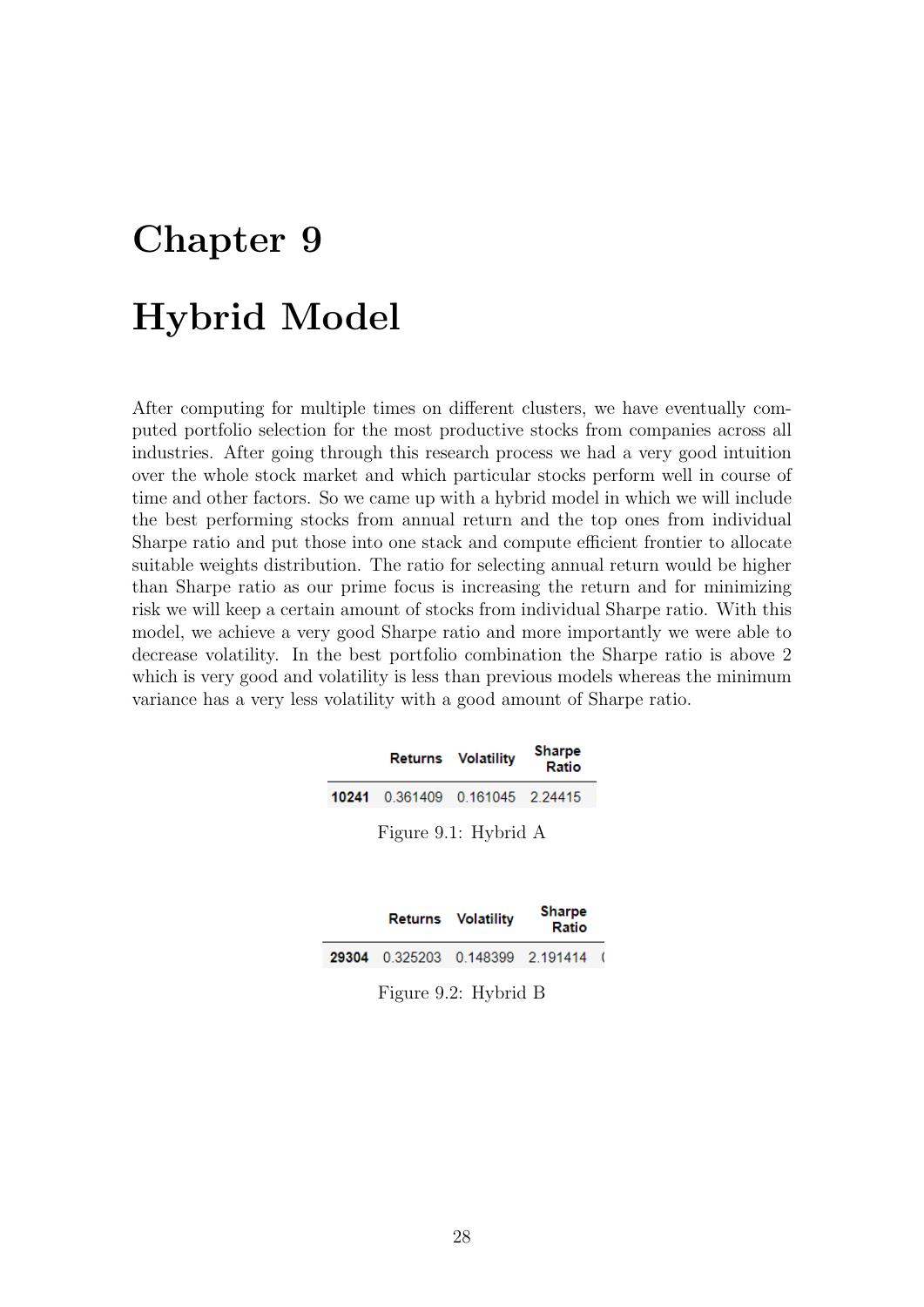# Chapter 9

# Hybrid Model

After computing for multiple times on different clusters, we have eventually computed portfolio selection for the most productive stocks from companies across all industries. After going through this research process we had a very good intuition over the whole stock market and which particular stocks perform well in course of time and other factors. So we came up with a hybrid model in which we will include the best performing stocks from annual return and the top ones from individual Sharpe ratio and put those into one stack and compute efficient frontier to allocate suitable weights distribution. The ratio for selecting annual return would be higher than Sharpe ratio as our prime focus is increasing the return and for minimizing risk we will keep a certain amount of stocks from individual Sharpe ratio. With this model, we achieve a very good Sharpe ratio and more importantly we were able to decrease volatility. In the best portfolio combination the Sharpe ratio is above 2 which is very good and volatility is less than previous models whereas the minimum variance has a very less volatility with a good amount of Sharpe ratio.

| | Returns | Volatility | Sharpe Ratio |
|---|---|---|---|
| **10241** | 0.361409 | 0.161045 | 2.24415 |

Figure 9.1: Hybrid A

| | Returns | Volatility | Sharpe Ratio |
|---|---|---|---|
| **29304** | 0.325203 | 0.148399 | 2.191414 |

Figure 9.2: Hybrid B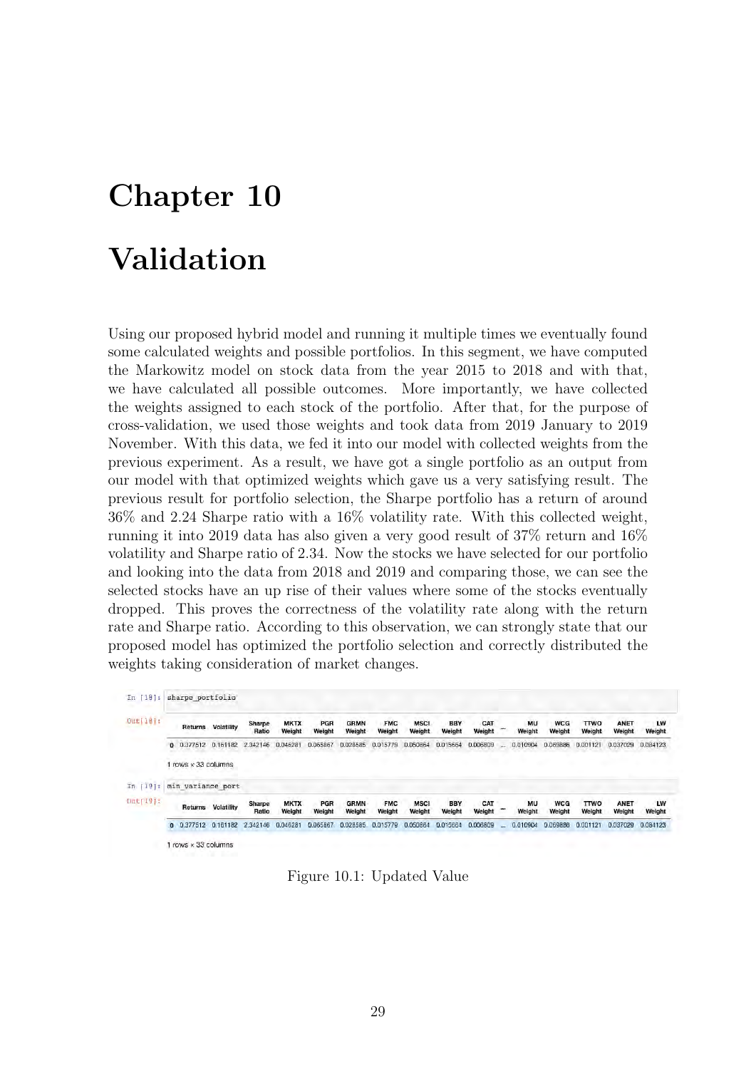# Chapter 10

# Validation

Using our proposed hybrid model and running it multiple times we eventually found some calculated weights and possible portfolios. In this segment, we have computed the Markowitz model on stock data from the year 2015 to 2018 and with that, we have calculated all possible outcomes. More importantly, we have collected the weights assigned to each stock of the portfolio. After that, for the purpose of cross-validation, we used those weights and took data from 2019 January to 2019 November. With this data, we fed it into our model with collected weights from the previous experiment. As a result, we have got a single portfolio as an output from our model with that optimized weights which gave us a very satisfying result. The previous result for portfolio selection, the Sharpe portfolio has a return of around 36% and 2.24 Sharpe ratio with a 16% volatility rate. With this collected weight, running it into 2019 data has also given a very good result of 37% return and 16% volatility and Sharpe ratio of 2.34. Now the stocks we have selected for our portfolio and looking into the data from 2018 and 2019 and comparing those, we can see the selected stocks have an up rise of their values where some of the stocks eventually dropped. This proves the correctness of the volatility rate along with the return rate and Sharpe ratio. According to this observation, we can strongly state that our proposed model has optimized the portfolio selection and correctly distributed the weights taking consideration of market changes.

```
In [18]: sharpe_portfolio
Out[18]:
```

| | Returns | Volatility | Sharpe Ratio | MKTX Weight | PGR Weight | GRMN Weight | FMC Weight | MSCI Weight | BBY Weight | CAT Weight | ... | MU Weight | WCG Weight | TTWO Weight | ANET Weight | LW Weight |
|---|---|---|---|---|---|---|---|---|---|---|---|---|---|---|---|---|
| 0 | 0.377512 | 0.161182 | 2.342146 | 0.046281 | 0.065867 | 0.028585 | 0.015779 | 0.050864 | 0.015664 | 0.006809 | ... | 0.010904 | 0.069886 | 0.001121 | 0.037029 | 0.084123 |

1 rows × 33 columns

```
In [19]: min_variance_port
Out[19]:
```

| | Returns | Volatility | Sharpe Ratio | MKTX Weight | PGR Weight | GRMN Weight | FMC Weight | MSCI Weight | BBY Weight | CAT Weight | ... | MU Weight | WCG Weight | TTWO Weight | ANET Weight | LW Weight |
|---|---|---|---|---|---|---|---|---|---|---|---|---|---|---|---|---|
| 0 | 0.377512 | 0.161182 | 2.342146 | 0.046281 | 0.065867 | 0.028585 | 0.015779 | 0.050864 | 0.015664 | 0.006809 | ... | 0.010904 | 0.069886 | 0.001121 | 0.037029 | 0.084123 |

1 rows × 33 columns

Figure 10.1: Updated Value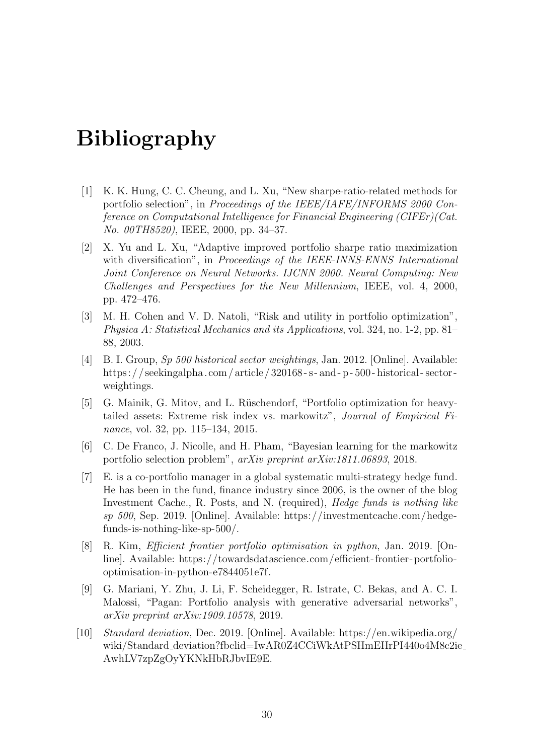# Bibliography

[1] K. K. Hung, C. C. Cheung, and L. Xu, "New sharpe-ratio-related methods for portfolio selection", in *Proceedings of the IEEE/IAFE/INFORMS 2000 Conference on Computational Intelligence for Financial Engineering (CIFEr)(Cat. No. 00TH8520)*, IEEE, 2000, pp. 34–37.

[2] X. Yu and L. Xu, "Adaptive improved portfolio sharpe ratio maximization with diversification", in *Proceedings of the IEEE-INNS-ENNS International Joint Conference on Neural Networks. IJCNN 2000. Neural Computing: New Challenges and Perspectives for the New Millennium*, IEEE, vol. 4, 2000, pp. 472–476.

[3] M. H. Cohen and V. D. Natoli, "Risk and utility in portfolio optimization", *Physica A: Statistical Mechanics and its Applications*, vol. 324, no. 1-2, pp. 81–88, 2003.

[4] B. I. Group, *Sp 500 historical sector weightings*, Jan. 2012. [Online]. Available: https://seekingalpha.com/article/320168-s-and-p-500-historical-sector-weightings.

[5] G. Mainik, G. Mitov, and L. Rüschendorf, "Portfolio optimization for heavy-tailed assets: Extreme risk index vs. markowitz", *Journal of Empirical Finance*, vol. 32, pp. 115–134, 2015.

[6] C. De Franco, J. Nicolle, and H. Pham, "Bayesian learning for the markowitz portfolio selection problem", *arXiv preprint arXiv:1811.06893*, 2018.

[7] E. is a co-portfolio manager in a global systematic multi-strategy hedge fund. He has been in the fund, finance industry since 2006, is the owner of the blog Investment Cache., R. Posts, and N. (required), *Hedge funds is nothing like sp 500*, Sep. 2019. [Online]. Available: https://investmentcache.com/hedge-funds-is-nothing-like-sp-500/.

[8] R. Kim, *Efficient frontier portfolio optimisation in python*, Jan. 2019. [Online]. Available: https://towardsdatascience.com/efficient-frontier-portfolio-optimisation-in-python-e7844051e7f.

[9] G. Mariani, Y. Zhu, J. Li, F. Scheidegger, R. Istrate, C. Bekas, and A. C. I. Malossi, "Pagan: Portfolio analysis with generative adversarial networks", *arXiv preprint arXiv:1909.10578*, 2019.

[10] *Standard deviation*, Dec. 2019. [Online]. Available: https://en.wikipedia.org/wiki/Standard_deviation?fbclid=IwAR0Z4CCiWkAtPSHmEHrPI440o4M8c2ie_AwhLV7zpZgOyYKNkHbRJbvIE9E.